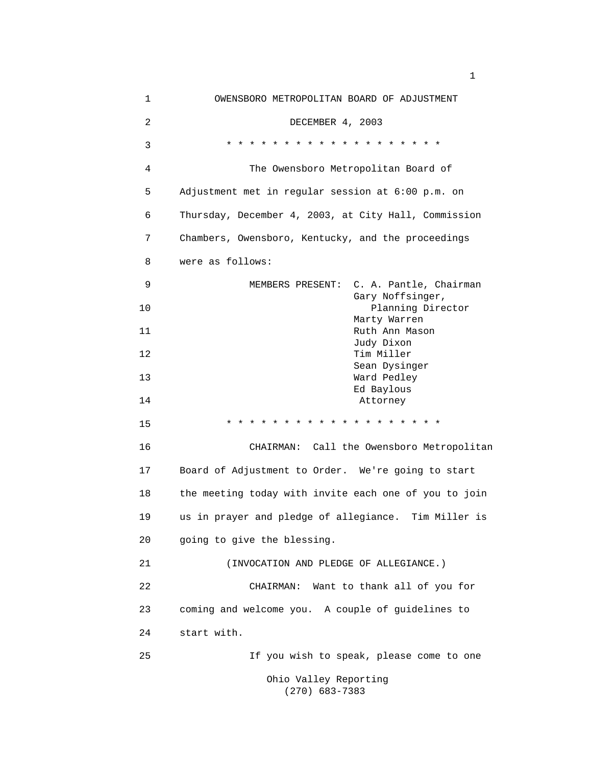# OWENSBORO METROPOLITAN BOARD OF ADJUSTMENT

DECEMBER 4, 2003

\* \* \* \* \* \* \* \* \* \* \* \* \* \* \* \* \* \* \* \*

The Owensboro Metropolitan Board of Adjustment met in regular session at 6:00 p.m. on Thursday, December 4, 2003, at City Hall, Commission Chambers, Owensboro, Kentucky, and the proceedings were as follows:

MEMBERS PRESENT:
- C. A. Pantle, Chairman
- Gary Noffsinger, Planning Director
- Marty Warren
- Ruth Ann Mason
- Judy Dixon
- Tim Miller
- Sean Dysinger
- Ward Pedley
- Ed Baylous, Attorney

\* \* \* \* \* \* \* \* \* \* \* \* \* \* \* \* \* \* \* \*

CHAIRMAN: Call the Owensboro Metropolitan Board of Adjustment to Order. We're going to start the meeting today with invite each one of you to join us in prayer and pledge of allegiance. Tim Miller is going to give the blessing.

(INVOCATION AND PLEDGE OF ALLEGIANCE.)

CHAIRMAN: Want to thank all of you for coming and welcome you. A couple of guidelines to start with.

If you wish to speak, please come to one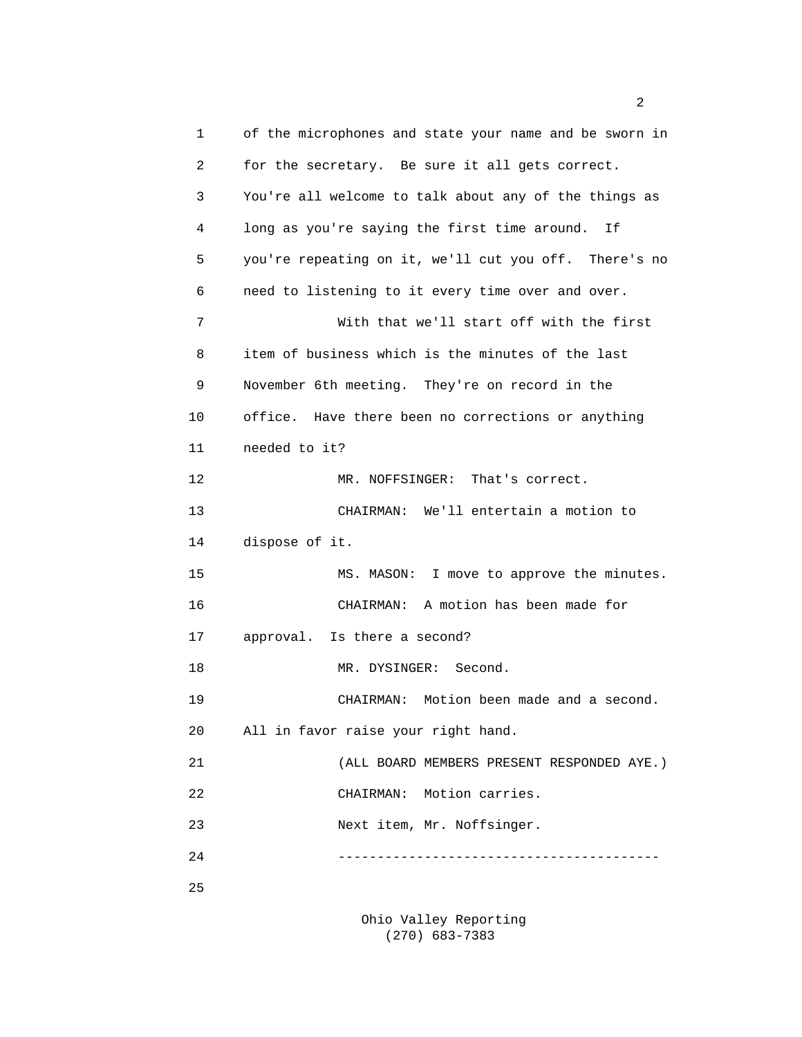of the microphones and state your name and be sworn in for the secretary. Be sure it all gets correct. You're all welcome to talk about any of the things as long as you're saying the first time around. If you're repeating on it, we'll cut you off. There's no need to listening to it every time over and over.

With that we'll start off with the first item of business which is the minutes of the last November 6th meeting. They're on record in the office. Have there been no corrections or anything needed to it?

MR. NOFFSINGER: That's correct.

CHAIRMAN: We'll entertain a motion to dispose of it.

MS. MASON: I move to approve the minutes.

CHAIRMAN: A motion has been made for approval. Is there a second?

MR. DYSINGER: Second.

CHAIRMAN: Motion been made and a second. All in favor raise your right hand.

(ALL BOARD MEMBERS PRESENT RESPONDED AYE.)

CHAIRMAN: Motion carries.

Next item, Mr. Noffsinger.

-----------------------------------------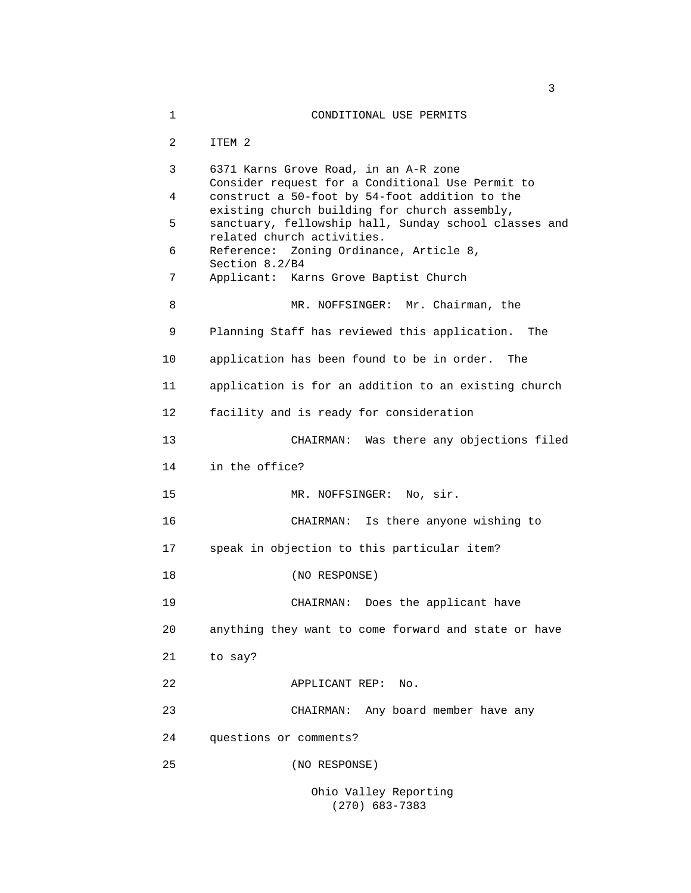CONDITIONAL USE PERMITS

ITEM 2

6371 Karns Grove Road, in an A-R zone
Consider request for a Conditional Use Permit to construct a 50-foot by 54-foot addition to the existing church building for church assembly, sanctuary, fellowship hall, Sunday school classes and related church activities.
Reference: Zoning Ordinance, Article 8, Section 8.2/B4
Applicant: Karns Grove Baptist Church

MR. NOFFSINGER: Mr. Chairman, the Planning Staff has reviewed this application. The application has been found to be in order. The application is for an addition to an existing church facility and is ready for consideration

CHAIRMAN: Was there any objections filed in the office?

MR. NOFFSINGER: No, sir.

CHAIRMAN: Is there anyone wishing to speak in objection to this particular item?

(NO RESPONSE)

CHAIRMAN: Does the applicant have anything they want to come forward and state or have to say?

APPLICANT REP: No.

CHAIRMAN: Any board member have any questions or comments?

(NO RESPONSE)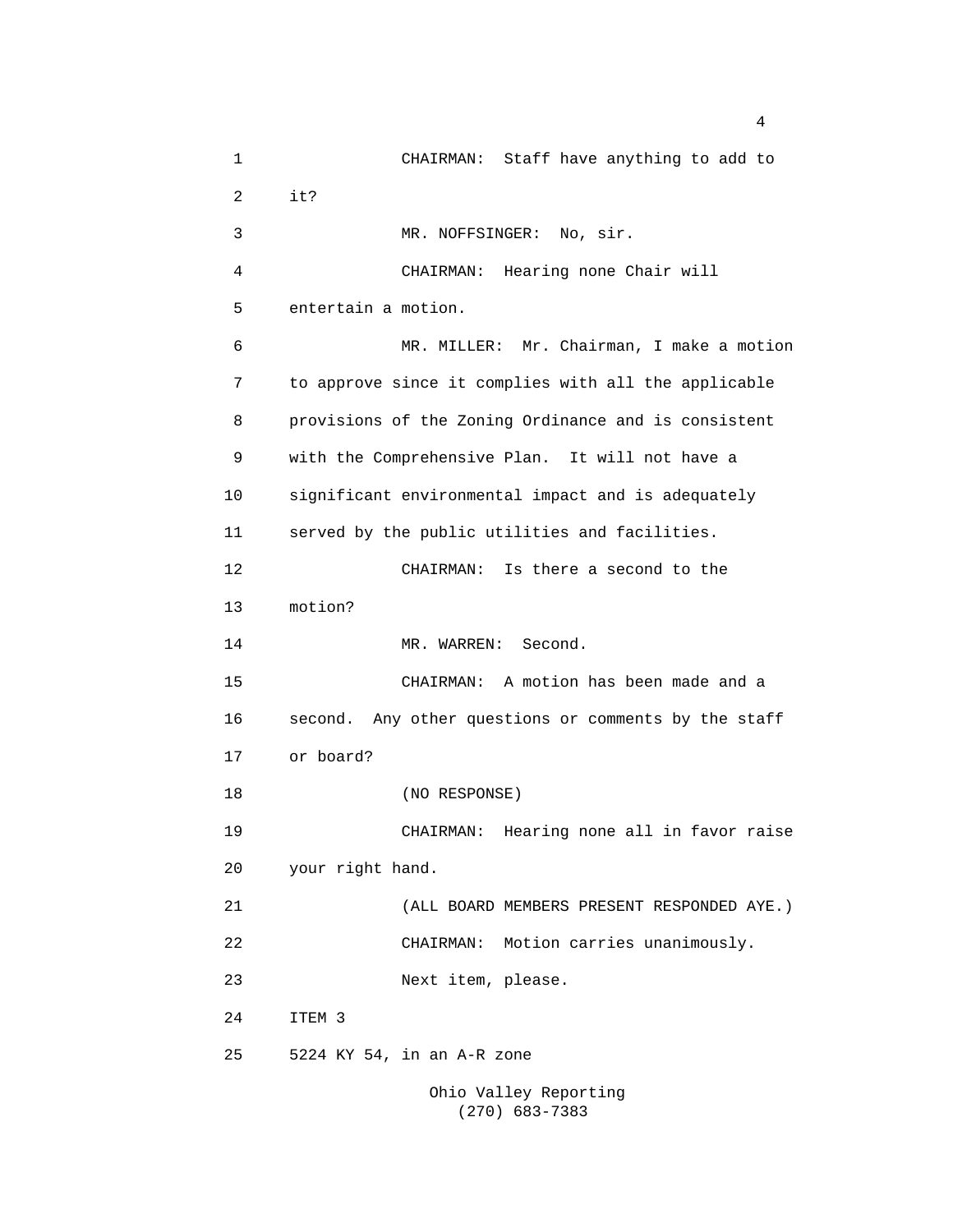CHAIRMAN: Staff have anything to add to it?

MR. NOFFSINGER: No, sir.

CHAIRMAN: Hearing none Chair will entertain a motion.

MR. MILLER: Mr. Chairman, I make a motion to approve since it complies with all the applicable provisions of the Zoning Ordinance and is consistent with the Comprehensive Plan. It will not have a significant environmental impact and is adequately served by the public utilities and facilities.

CHAIRMAN: Is there a second to the motion?

MR. WARREN: Second.

CHAIRMAN: A motion has been made and a second. Any other questions or comments by the staff or board?

(NO RESPONSE)

CHAIRMAN: Hearing none all in favor raise your right hand.

(ALL BOARD MEMBERS PRESENT RESPONDED AYE.)

CHAIRMAN: Motion carries unanimously.

Next item, please.

ITEM 3

5224 KY 54, in an A-R zone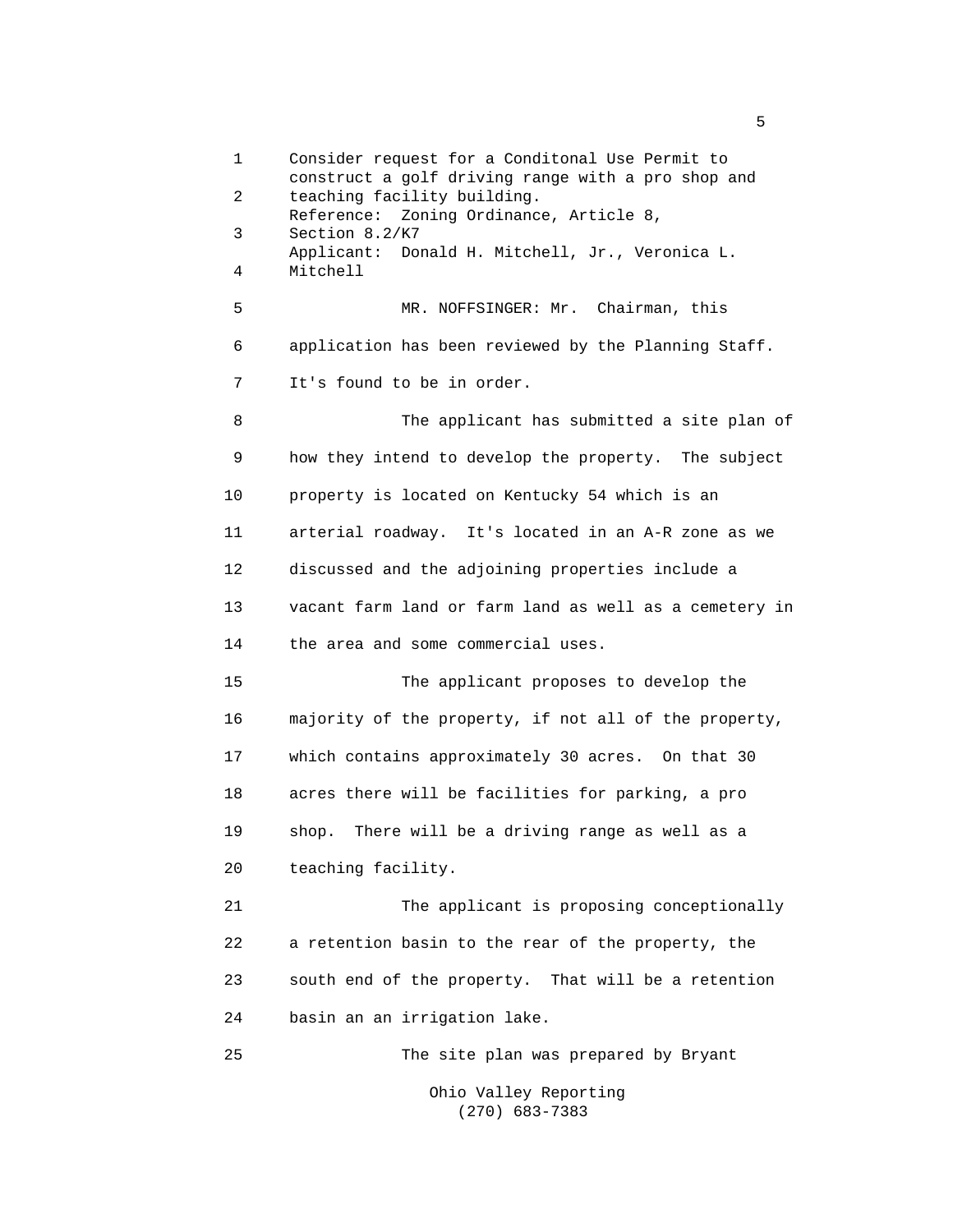Consider request for a Conditonal Use Permit to construct a golf driving range with a pro shop and teaching facility building.
Reference: Zoning Ordinance, Article 8, Section 8.2/K7
Applicant: Donald H. Mitchell, Jr., Veronica L. Mitchell

MR. NOFFSINGER: Mr. Chairman, this application has been reviewed by the Planning Staff. It's found to be in order.

The applicant has submitted a site plan of how they intend to develop the property. The subject property is located on Kentucky 54 which is an arterial roadway. It's located in an A-R zone as we discussed and the adjoining properties include a vacant farm land or farm land as well as a cemetery in the area and some commercial uses.

The applicant proposes to develop the majority of the property, if not all of the property, which contains approximately 30 acres. On that 30 acres there will be facilities for parking, a pro shop. There will be a driving range as well as a teaching facility.

The applicant is proposing conceptionally a retention basin to the rear of the property, the south end of the property. That will be a retention basin an an irrigation lake.

The site plan was prepared by Bryant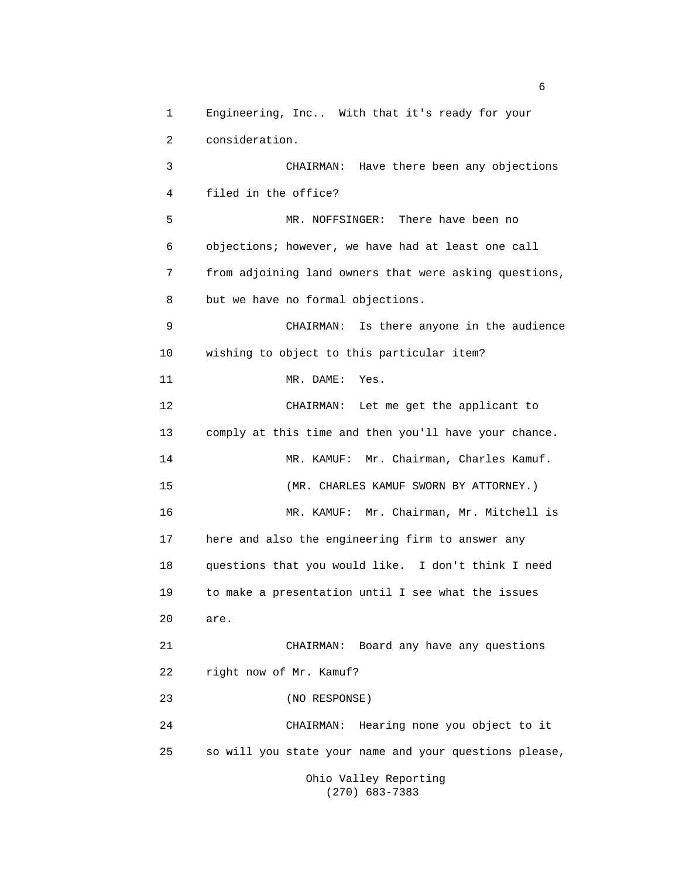Engineering, Inc.. With that it's ready for your consideration.

CHAIRMAN: Have there been any objections filed in the office?

MR. NOFFSINGER: There have been no objections; however, we have had at least one call from adjoining land owners that were asking questions, but we have no formal objections.

CHAIRMAN: Is there anyone in the audience wishing to object to this particular item?

MR. DAME: Yes.

CHAIRMAN: Let me get the applicant to comply at this time and then you'll have your chance.

MR. KAMUF: Mr. Chairman, Charles Kamuf.

(MR. CHARLES KAMUF SWORN BY ATTORNEY.)

MR. KAMUF: Mr. Chairman, Mr. Mitchell is here and also the engineering firm to answer any questions that you would like. I don't think I need to make a presentation until I see what the issues are.

CHAIRMAN: Board any have any questions right now of Mr. Kamuf?

(NO RESPONSE)

CHAIRMAN: Hearing none you object to it so will you state your name and your questions please,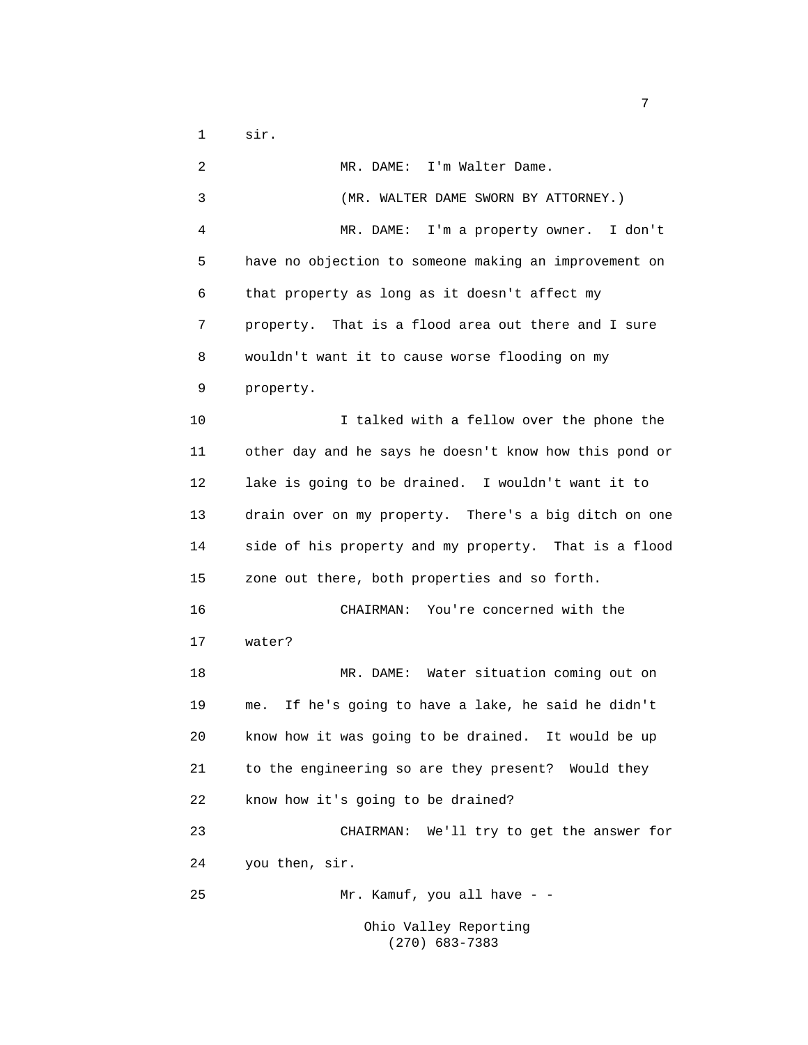sir.

MR. DAME: I'm Walter Dame.

(MR. WALTER DAME SWORN BY ATTORNEY.)

MR. DAME: I'm a property owner. I don't have no objection to someone making an improvement on that property as long as it doesn't affect my property. That is a flood area out there and I sure wouldn't want it to cause worse flooding on my property.

I talked with a fellow over the phone the other day and he says he doesn't know how this pond or lake is going to be drained. I wouldn't want it to drain over on my property. There's a big ditch on one side of his property and my property. That is a flood zone out there, both properties and so forth.

CHAIRMAN: You're concerned with the water?

MR. DAME: Water situation coming out on me. If he's going to have a lake, he said he didn't know how it was going to be drained. It would be up to the engineering so are they present? Would they know how it's going to be drained?

CHAIRMAN: We'll try to get the answer for you then, sir.

Mr. Kamuf, you all have - -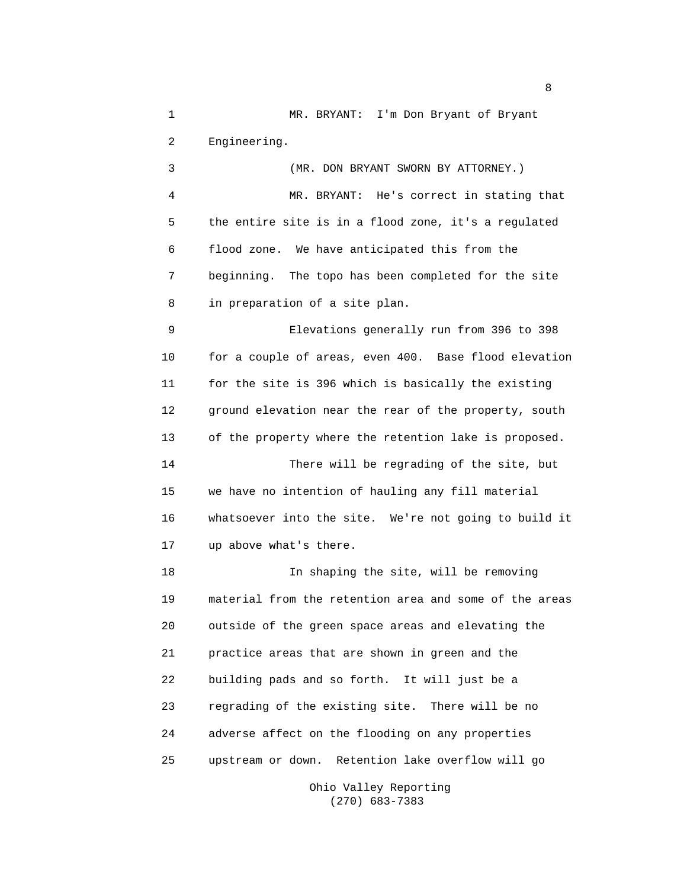MR. BRYANT: I'm Don Bryant of Bryant Engineering.

(MR. DON BRYANT SWORN BY ATTORNEY.)

MR. BRYANT: He's correct in stating that the entire site is in a flood zone, it's a regulated flood zone. We have anticipated this from the beginning. The topo has been completed for the site in preparation of a site plan.

Elevations generally run from 396 to 398 for a couple of areas, even 400. Base flood elevation for the site is 396 which is basically the existing ground elevation near the rear of the property, south of the property where the retention lake is proposed.

There will be regrading of the site, but we have no intention of hauling any fill material whatsoever into the site. We're not going to build it up above what's there.

In shaping the site, will be removing material from the retention area and some of the areas outside of the green space areas and elevating the practice areas that are shown in green and the building pads and so forth. It will just be a regrading of the existing site. There will be no adverse affect on the flooding on any properties upstream or down. Retention lake overflow will go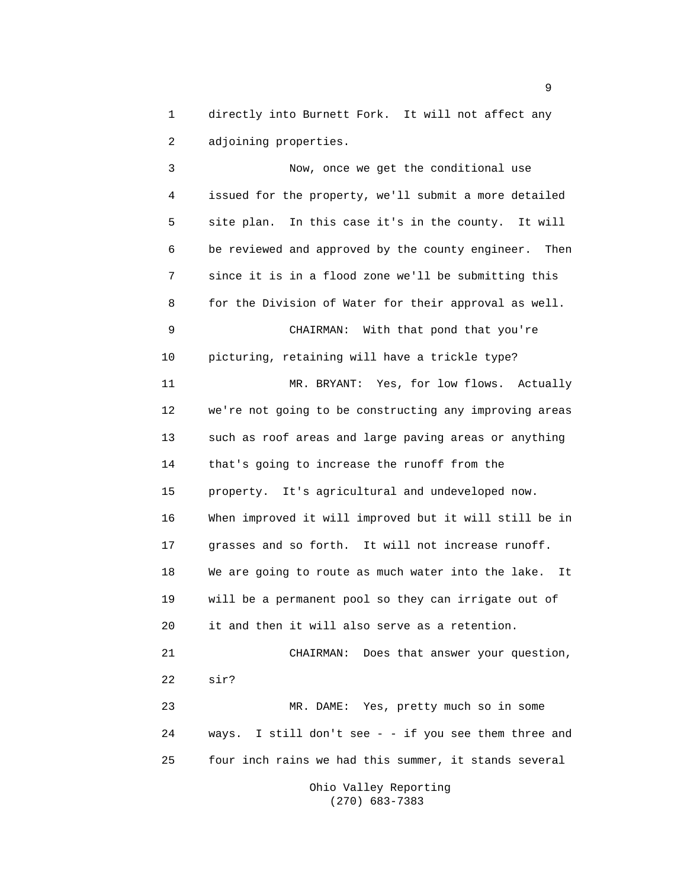directly into Burnett Fork. It will not affect any adjoining properties.

Now, once we get the conditional use issued for the property, we'll submit a more detailed site plan. In this case it's in the county. It will be reviewed and approved by the county engineer. Then since it is in a flood zone we'll be submitting this for the Division of Water for their approval as well.

CHAIRMAN: With that pond that you're picturing, retaining will have a trickle type?

MR. BRYANT: Yes, for low flows. Actually we're not going to be constructing any improving areas such as roof areas and large paving areas or anything that's going to increase the runoff from the property. It's agricultural and undeveloped now. When improved it will improved but it will still be in grasses and so forth. It will not increase runoff. We are going to route as much water into the lake. It will be a permanent pool so they can irrigate out of it and then it will also serve as a retention.

CHAIRMAN: Does that answer your question, sir?

MR. DAME: Yes, pretty much so in some ways. I still don't see - - if you see them three and four inch rains we had this summer, it stands several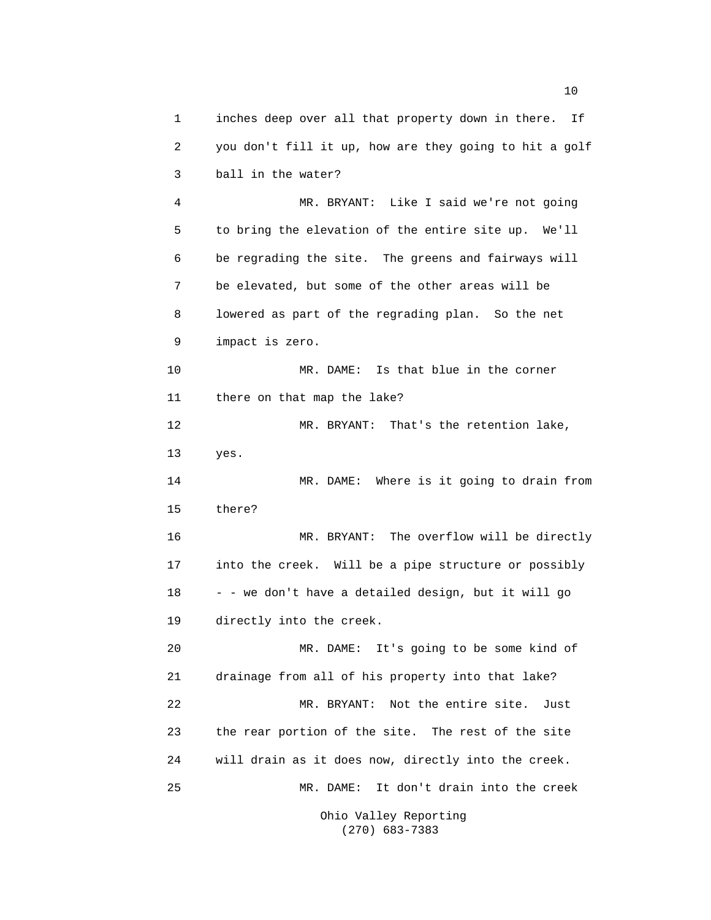inches deep over all that property down in there. If you don't fill it up, how are they going to hit a golf ball in the water?

MR. BRYANT: Like I said we're not going to bring the elevation of the entire site up. We'll be regrading the site. The greens and fairways will be elevated, but some of the other areas will be lowered as part of the regrading plan. So the net impact is zero.

MR. DAME: Is that blue in the corner there on that map the lake?

MR. BRYANT: That's the retention lake, yes.

MR. DAME: Where is it going to drain from there?

MR. BRYANT: The overflow will be directly into the creek. Will be a pipe structure or possibly - - we don't have a detailed design, but it will go directly into the creek.

MR. DAME: It's going to be some kind of drainage from all of his property into that lake?

MR. BRYANT: Not the entire site. Just the rear portion of the site. The rest of the site will drain as it does now, directly into the creek.

MR. DAME: It don't drain into the creek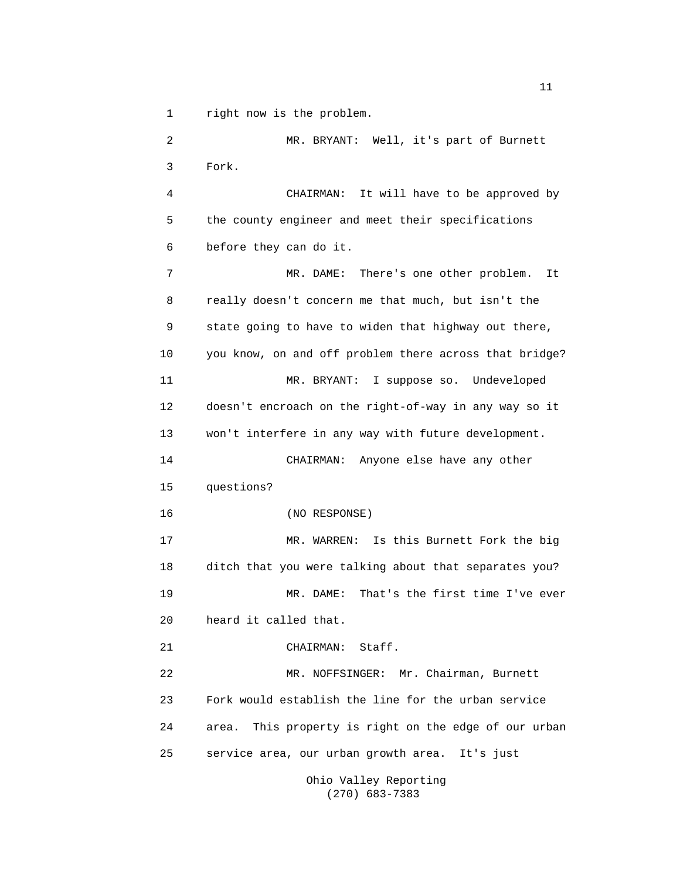right now is the problem.

MR. BRYANT: Well, it's part of Burnett Fork.

CHAIRMAN: It will have to be approved by the county engineer and meet their specifications before they can do it.

MR. DAME: There's one other problem. It really doesn't concern me that much, but isn't the state going to have to widen that highway out there, you know, on and off problem there across that bridge?

MR. BRYANT: I suppose so. Undeveloped doesn't encroach on the right-of-way in any way so it won't interfere in any way with future development.

CHAIRMAN: Anyone else have any other questions?

(NO RESPONSE)

MR. WARREN: Is this Burnett Fork the big ditch that you were talking about that separates you?

MR. DAME: That's the first time I've ever heard it called that.

CHAIRMAN: Staff.

MR. NOFFSINGER: Mr. Chairman, Burnett Fork would establish the line for the urban service area. This property is right on the edge of our urban service area, our urban growth area. It's just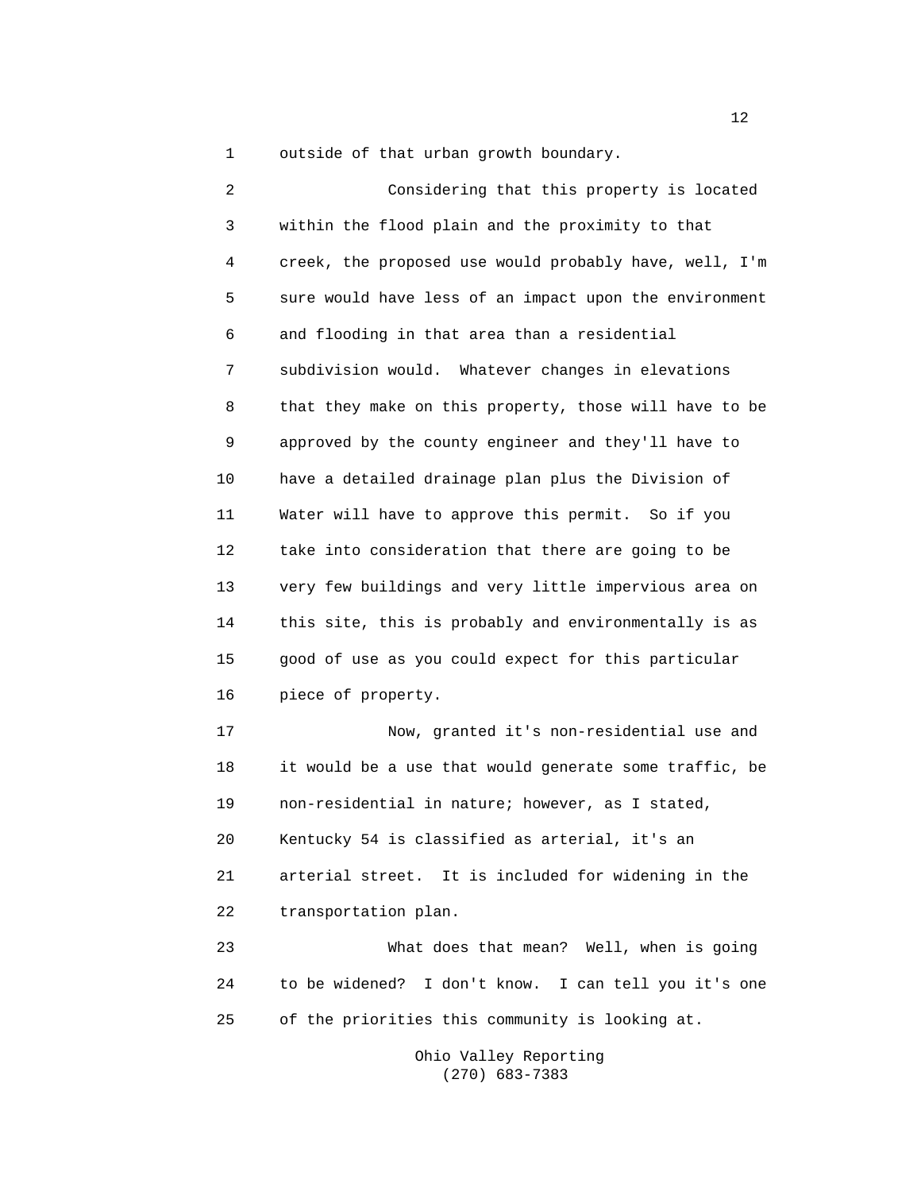outside of that urban growth boundary.

Considering that this property is located within the flood plain and the proximity to that creek, the proposed use would probably have, well, I'm sure would have less of an impact upon the environment and flooding in that area than a residential subdivision would. Whatever changes in elevations that they make on this property, those will have to be approved by the county engineer and they'll have to have a detailed drainage plan plus the Division of Water will have to approve this permit. So if you take into consideration that there are going to be very few buildings and very little impervious area on this site, this is probably and environmentally is as good of use as you could expect for this particular piece of property.

Now, granted it's non-residential use and it would be a use that would generate some traffic, be non-residential in nature; however, as I stated, Kentucky 54 is classified as arterial, it's an arterial street. It is included for widening in the transportation plan.

What does that mean? Well, when is going to be widened? I don't know. I can tell you it's one of the priorities this community is looking at.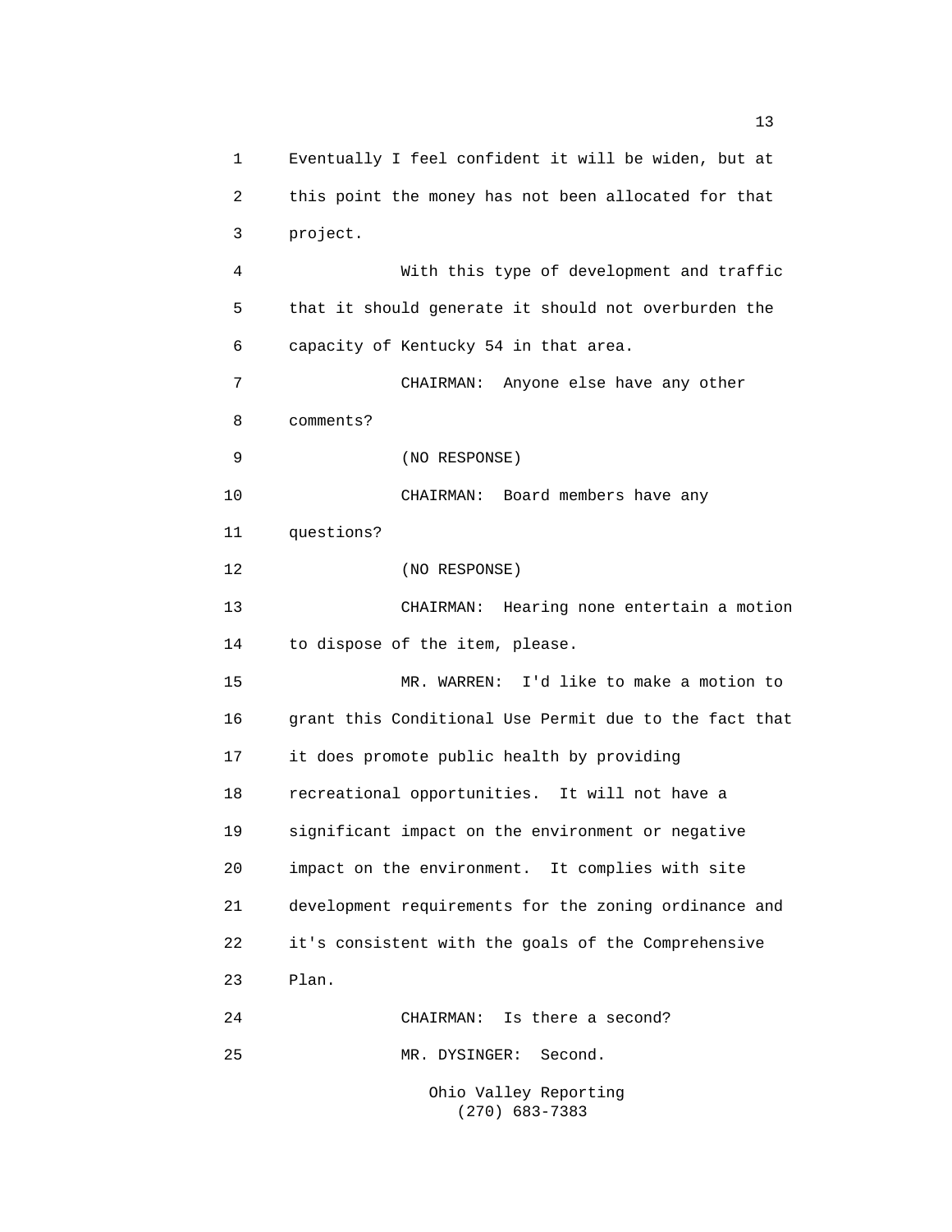Eventually I feel confident it will be widen, but at this point the money has not been allocated for that project.

With this type of development and traffic that it should generate it should not overburden the capacity of Kentucky 54 in that area.

CHAIRMAN: Anyone else have any other comments?

(NO RESPONSE)

CHAIRMAN: Board members have any questions?

(NO RESPONSE)

CHAIRMAN: Hearing none entertain a motion to dispose of the item, please.

MR. WARREN: I'd like to make a motion to grant this Conditional Use Permit due to the fact that it does promote public health by providing recreational opportunities. It will not have a significant impact on the environment or negative impact on the environment. It complies with site development requirements for the zoning ordinance and it's consistent with the goals of the Comprehensive Plan.

CHAIRMAN: Is there a second?

MR. DYSINGER: Second.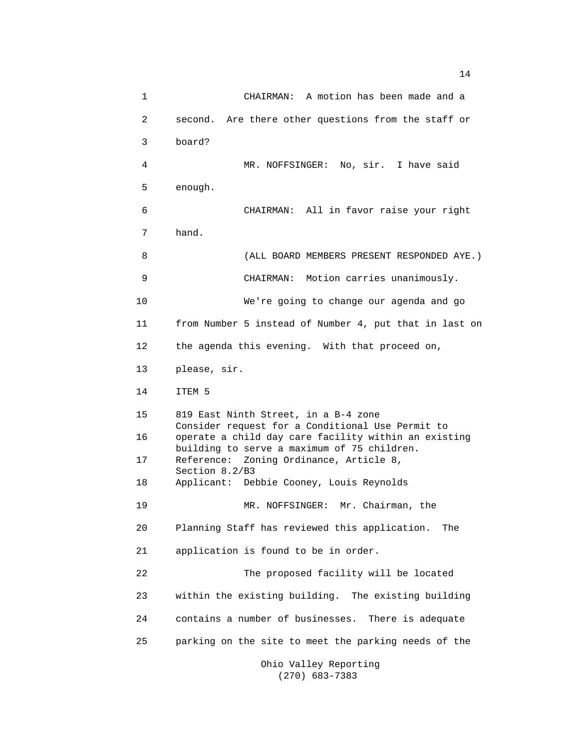CHAIRMAN: A motion has been made and a second. Are there other questions from the staff or board?

MR. NOFFSINGER: No, sir. I have said enough.

CHAIRMAN: All in favor raise your right hand.

(ALL BOARD MEMBERS PRESENT RESPONDED AYE.)

CHAIRMAN: Motion carries unanimously.

We're going to change our agenda and go from Number 5 instead of Number 4, put that in last on the agenda this evening. With that proceed on, please, sir.

ITEM 5

819 East Ninth Street, in a B-4 zone
Consider request for a Conditional Use Permit to operate a child day care facility within an existing building to serve a maximum of 75 children.
Reference: Zoning Ordinance, Article 8, Section 8.2/B3
Applicant: Debbie Cooney, Louis Reynolds

MR. NOFFSINGER: Mr. Chairman, the Planning Staff has reviewed this application. The application is found to be in order.

The proposed facility will be located within the existing building. The existing building contains a number of businesses. There is adequate parking on the site to meet the parking needs of the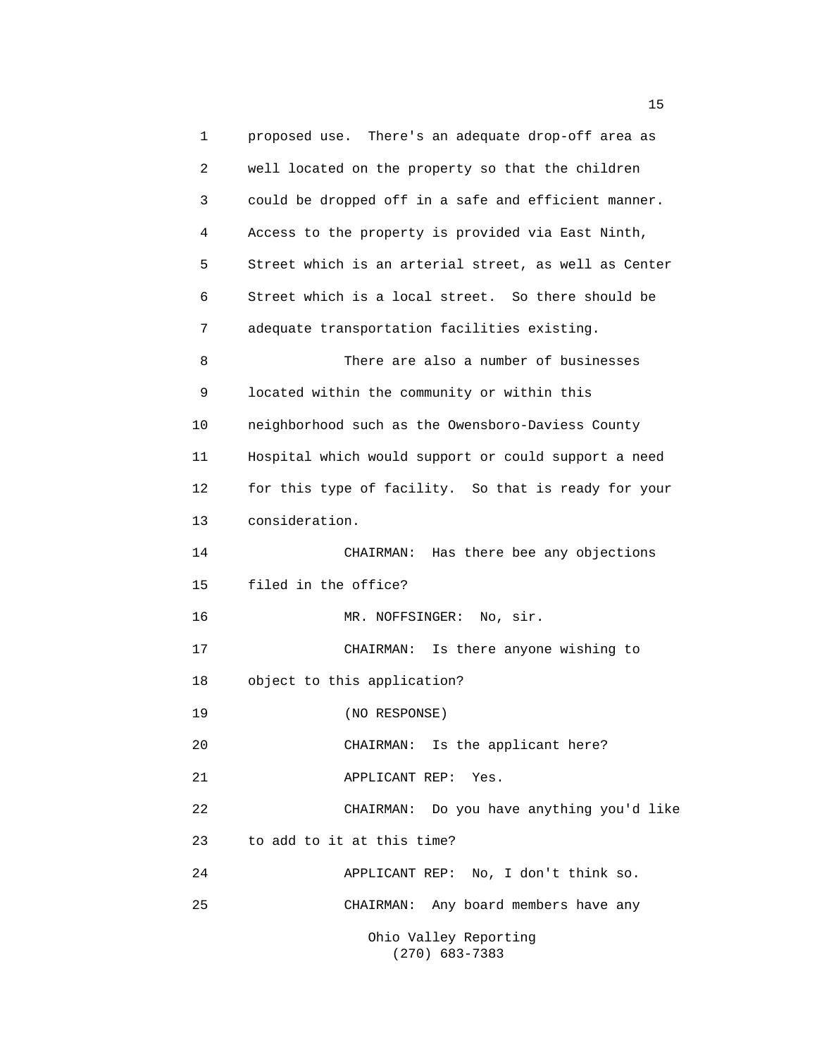proposed use. There's an adequate drop-off area as well located on the property so that the children could be dropped off in a safe and efficient manner. Access to the property is provided via East Ninth, Street which is an arterial street, as well as Center Street which is a local street. So there should be adequate transportation facilities existing.

There are also a number of businesses located within the community or within this neighborhood such as the Owensboro-Daviess County Hospital which would support or could support a need for this type of facility. So that is ready for your consideration.

CHAIRMAN: Has there bee any objections filed in the office?

MR. NOFFSINGER: No, sir.

CHAIRMAN: Is there anyone wishing to object to this application?

(NO RESPONSE)

CHAIRMAN: Is the applicant here?

APPLICANT REP: Yes.

CHAIRMAN: Do you have anything you'd like to add to it at this time?

APPLICANT REP: No, I don't think so.

CHAIRMAN: Any board members have any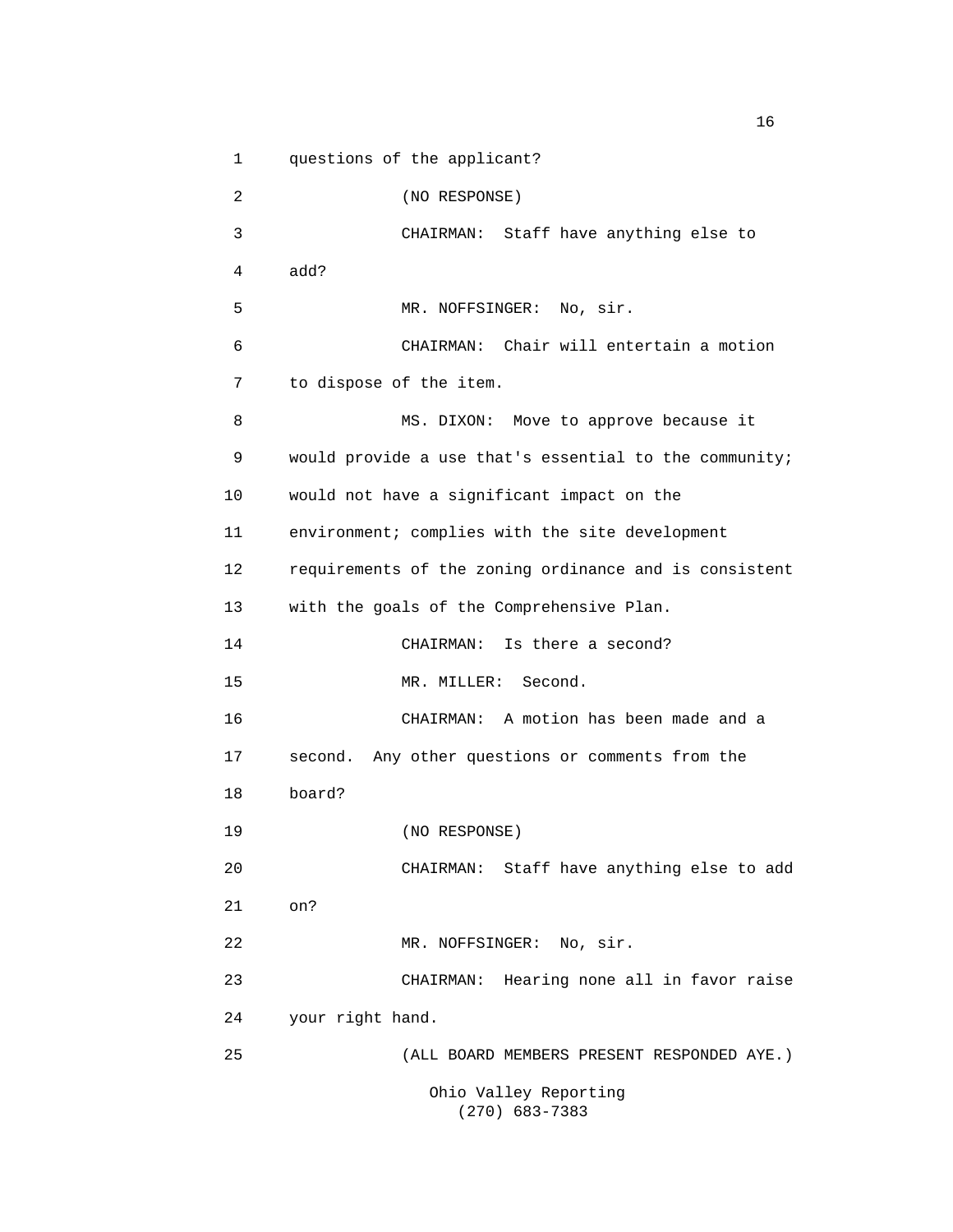questions of the applicant?

(NO RESPONSE)

CHAIRMAN: Staff have anything else to add?

MR. NOFFSINGER: No, sir.

CHAIRMAN: Chair will entertain a motion to dispose of the item.

MS. DIXON: Move to approve because it would provide a use that's essential to the community; would not have a significant impact on the environment; complies with the site development requirements of the zoning ordinance and is consistent with the goals of the Comprehensive Plan.

CHAIRMAN: Is there a second?

MR. MILLER: Second.

CHAIRMAN: A motion has been made and a second. Any other questions or comments from the board?

(NO RESPONSE)

CHAIRMAN: Staff have anything else to add on?

MR. NOFFSINGER: No, sir.

CHAIRMAN: Hearing none all in favor raise your right hand.

(ALL BOARD MEMBERS PRESENT RESPONDED AYE.)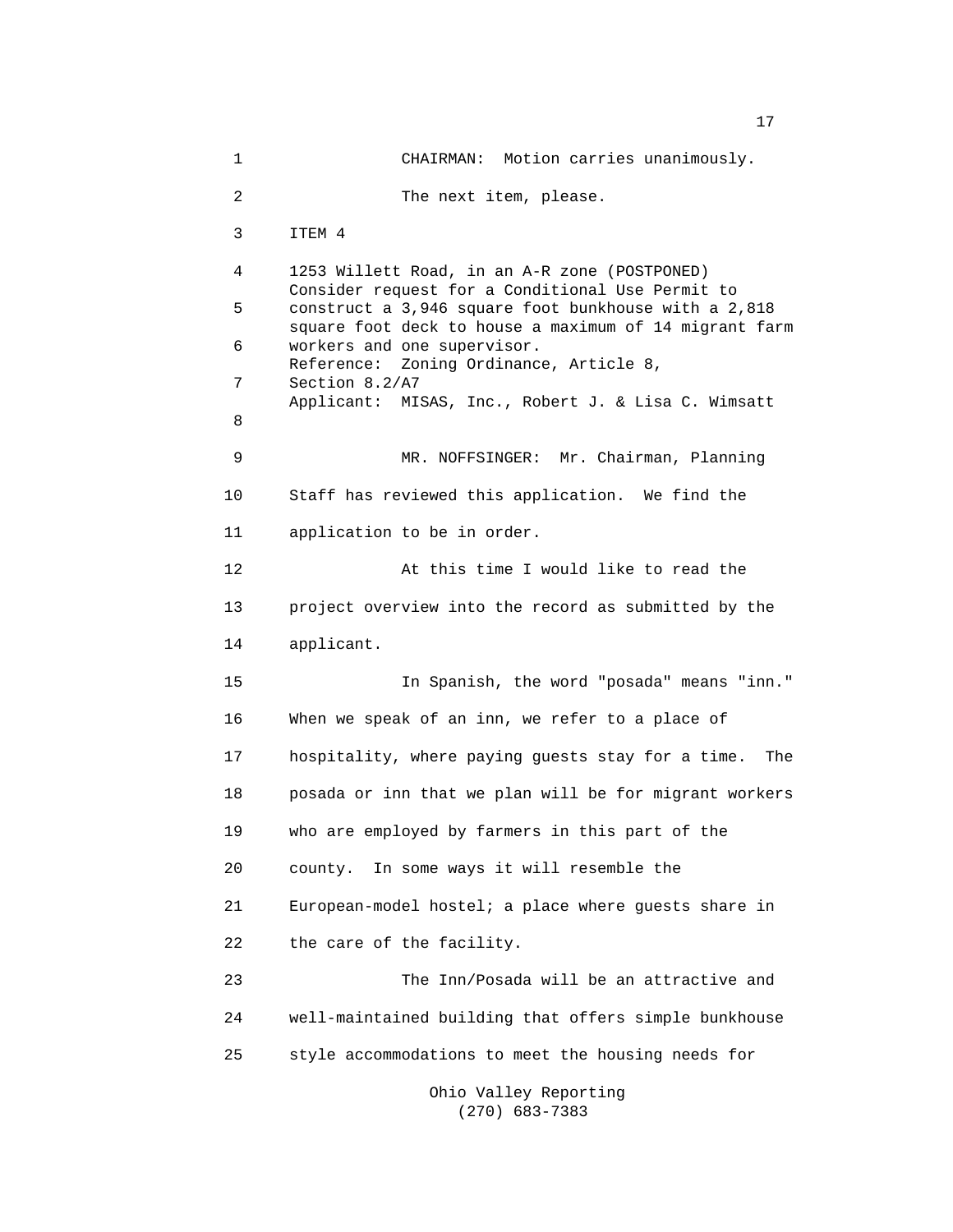CHAIRMAN: Motion carries unanimously.

The next item, please.

ITEM 4

1253 Willett Road, in an A-R zone (POSTPONED)
Consider request for a Conditional Use Permit to construct a 3,946 square foot bunkhouse with a 2,818 square foot deck to house a maximum of 14 migrant farm workers and one supervisor.
Reference: Zoning Ordinance, Article 8, Section 8.2/A7
Applicant: MISAS, Inc., Robert J. & Lisa C. Wimsatt

MR. NOFFSINGER: Mr. Chairman, Planning Staff has reviewed this application. We find the application to be in order.

At this time I would like to read the project overview into the record as submitted by the applicant.

In Spanish, the word "posada" means "inn." When we speak of an inn, we refer to a place of hospitality, where paying guests stay for a time. The posada or inn that we plan will be for migrant workers who are employed by farmers in this part of the county. In some ways it will resemble the European-model hostel; a place where guests share in the care of the facility.

The Inn/Posada will be an attractive and well-maintained building that offers simple bunkhouse style accommodations to meet the housing needs for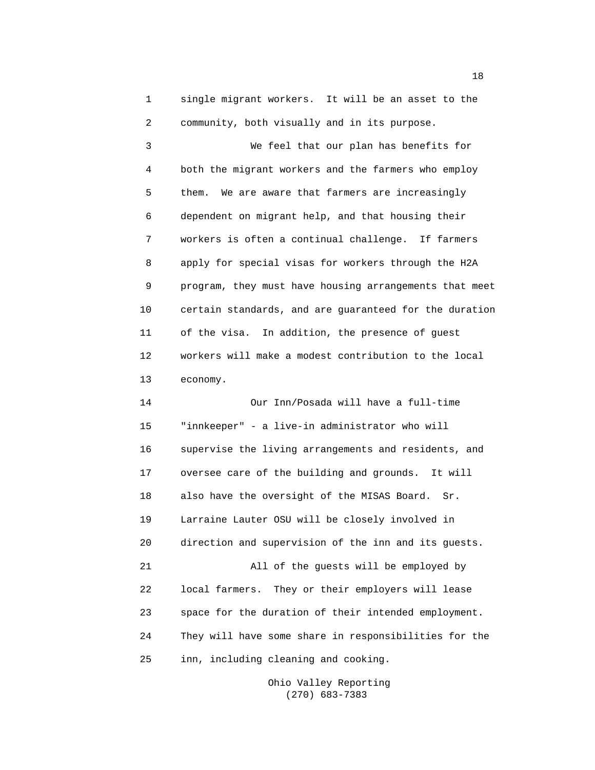single migrant workers. It will be an asset to the community, both visually and in its purpose.

We feel that our plan has benefits for both the migrant workers and the farmers who employ them. We are aware that farmers are increasingly dependent on migrant help, and that housing their workers is often a continual challenge. If farmers apply for special visas for workers through the H2A program, they must have housing arrangements that meet certain standards, and are guaranteed for the duration of the visa. In addition, the presence of guest workers will make a modest contribution to the local economy.

Our Inn/Posada will have a full-time "innkeeper" - a live-in administrator who will supervise the living arrangements and residents, and oversee care of the building and grounds. It will also have the oversight of the MISAS Board. Sr. Larraine Lauter OSU will be closely involved in direction and supervision of the inn and its guests.

All of the guests will be employed by local farmers. They or their employers will lease space for the duration of their intended employment. They will have some share in responsibilities for the inn, including cleaning and cooking.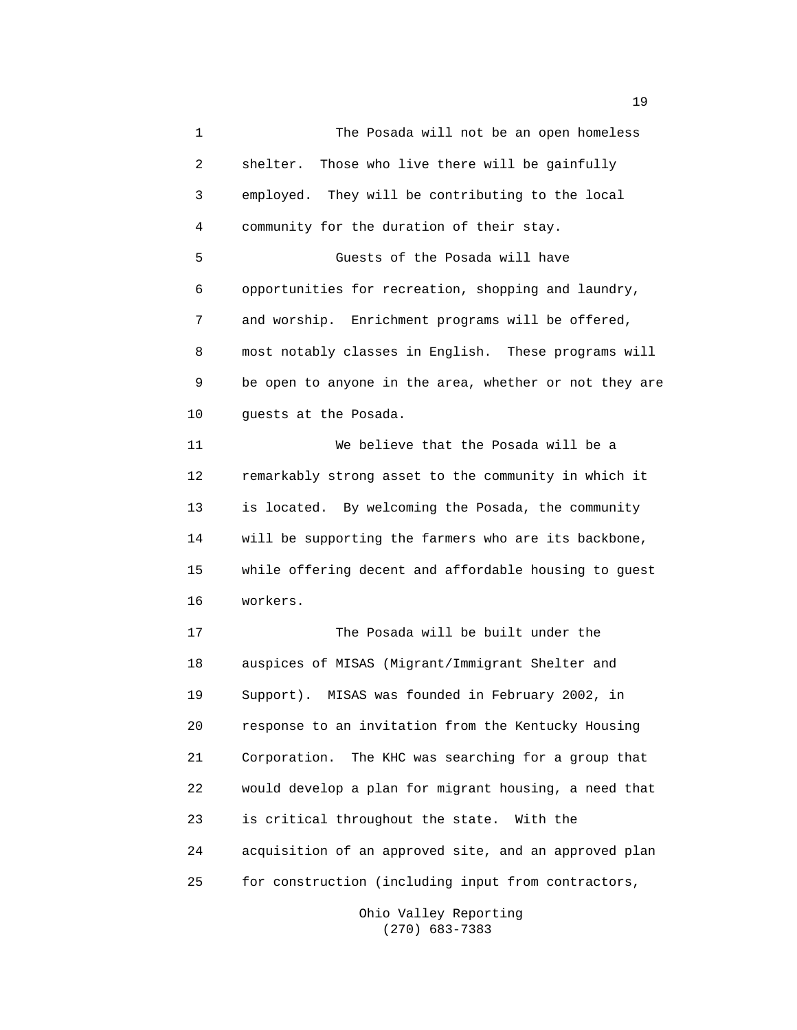The Posada will not be an open homeless shelter. Those who live there will be gainfully employed. They will be contributing to the local community for the duration of their stay.

Guests of the Posada will have opportunities for recreation, shopping and laundry, and worship. Enrichment programs will be offered, most notably classes in English. These programs will be open to anyone in the area, whether or not they are guests at the Posada.

We believe that the Posada will be a remarkably strong asset to the community in which it is located. By welcoming the Posada, the community will be supporting the farmers who are its backbone, while offering decent and affordable housing to guest workers.

The Posada will be built under the auspices of MISAS (Migrant/Immigrant Shelter and Support). MISAS was founded in February 2002, in response to an invitation from the Kentucky Housing Corporation. The KHC was searching for a group that would develop a plan for migrant housing, a need that is critical throughout the state. With the acquisition of an approved site, and an approved plan for construction (including input from contractors,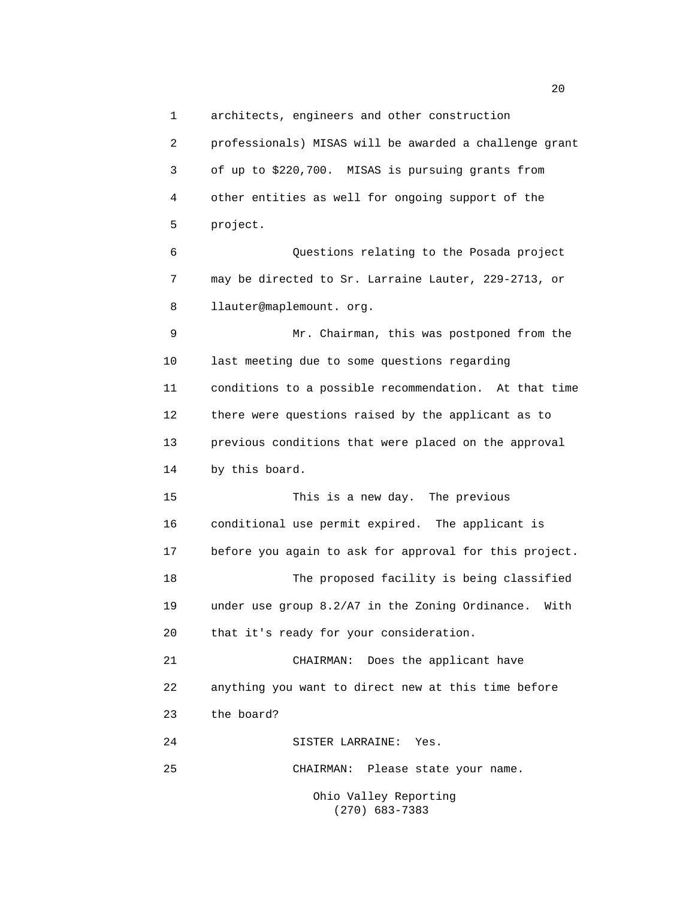architects, engineers and other construction professionals) MISAS will be awarded a challenge grant of up to $220,700. MISAS is pursuing grants from other entities as well for ongoing support of the project.

Questions relating to the Posada project may be directed to Sr. Larraine Lauter, 229-2713, or llauter@maplemount. org.

Mr. Chairman, this was postponed from the last meeting due to some questions regarding conditions to a possible recommendation. At that time there were questions raised by the applicant as to previous conditions that were placed on the approval by this board.

This is a new day. The previous conditional use permit expired. The applicant is before you again to ask for approval for this project.

The proposed facility is being classified under use group 8.2/A7 in the Zoning Ordinance. With that it's ready for your consideration.

CHAIRMAN: Does the applicant have anything you want to direct new at this time before the board?

SISTER LARRAINE: Yes.

CHAIRMAN: Please state your name.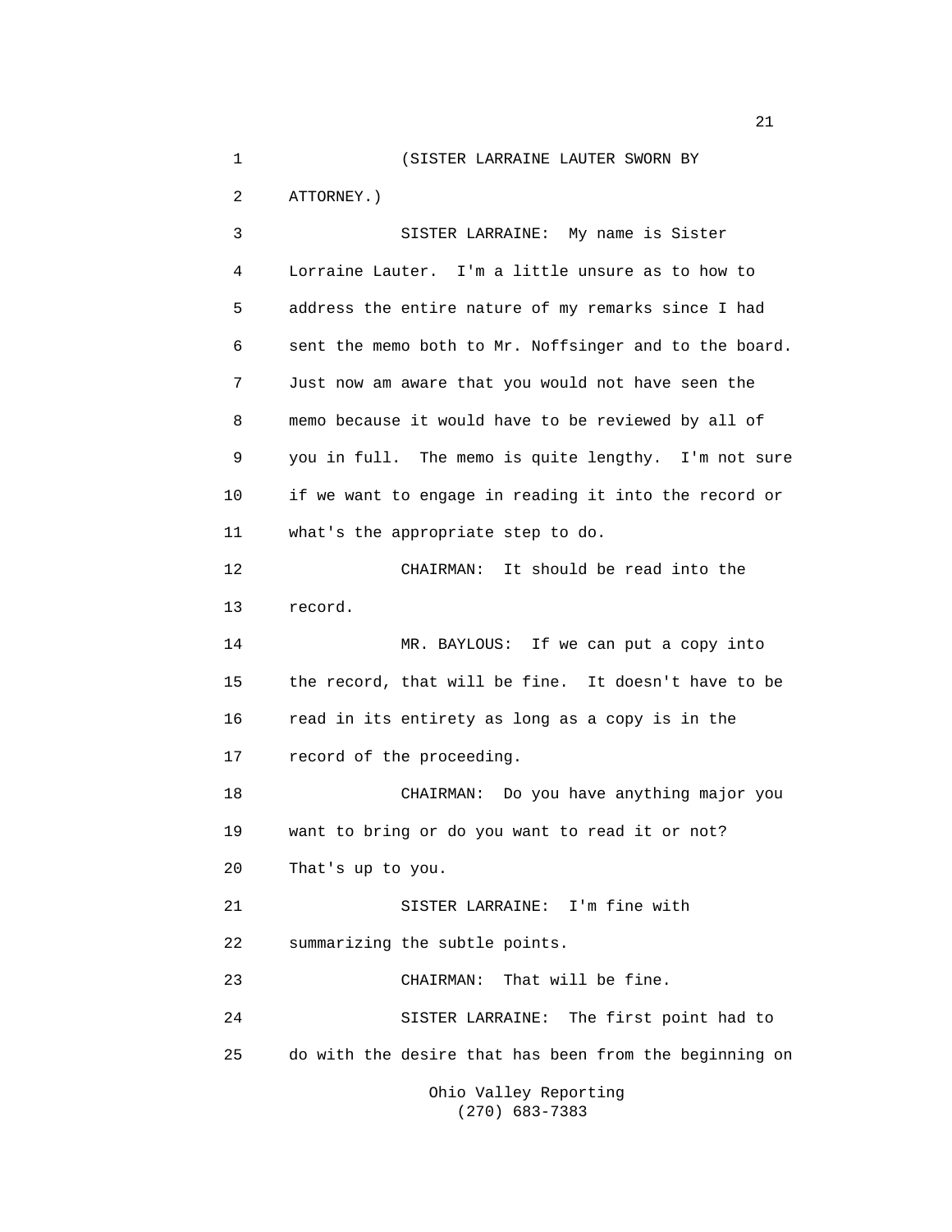(SISTER LARRAINE LAUTER SWORN BY ATTORNEY.)

SISTER LARRAINE: My name is Sister Lorraine Lauter. I'm a little unsure as to how to address the entire nature of my remarks since I had sent the memo both to Mr. Noffsinger and to the board. Just now am aware that you would not have seen the memo because it would have to be reviewed by all of you in full. The memo is quite lengthy. I'm not sure if we want to engage in reading it into the record or what's the appropriate step to do.

CHAIRMAN: It should be read into the record.

MR. BAYLOUS: If we can put a copy into the record, that will be fine. It doesn't have to be read in its entirety as long as a copy is in the record of the proceeding.

CHAIRMAN: Do you have anything major you want to bring or do you want to read it or not? That's up to you.

SISTER LARRAINE: I'm fine with summarizing the subtle points.

CHAIRMAN: That will be fine.

SISTER LARRAINE: The first point had to do with the desire that has been from the beginning on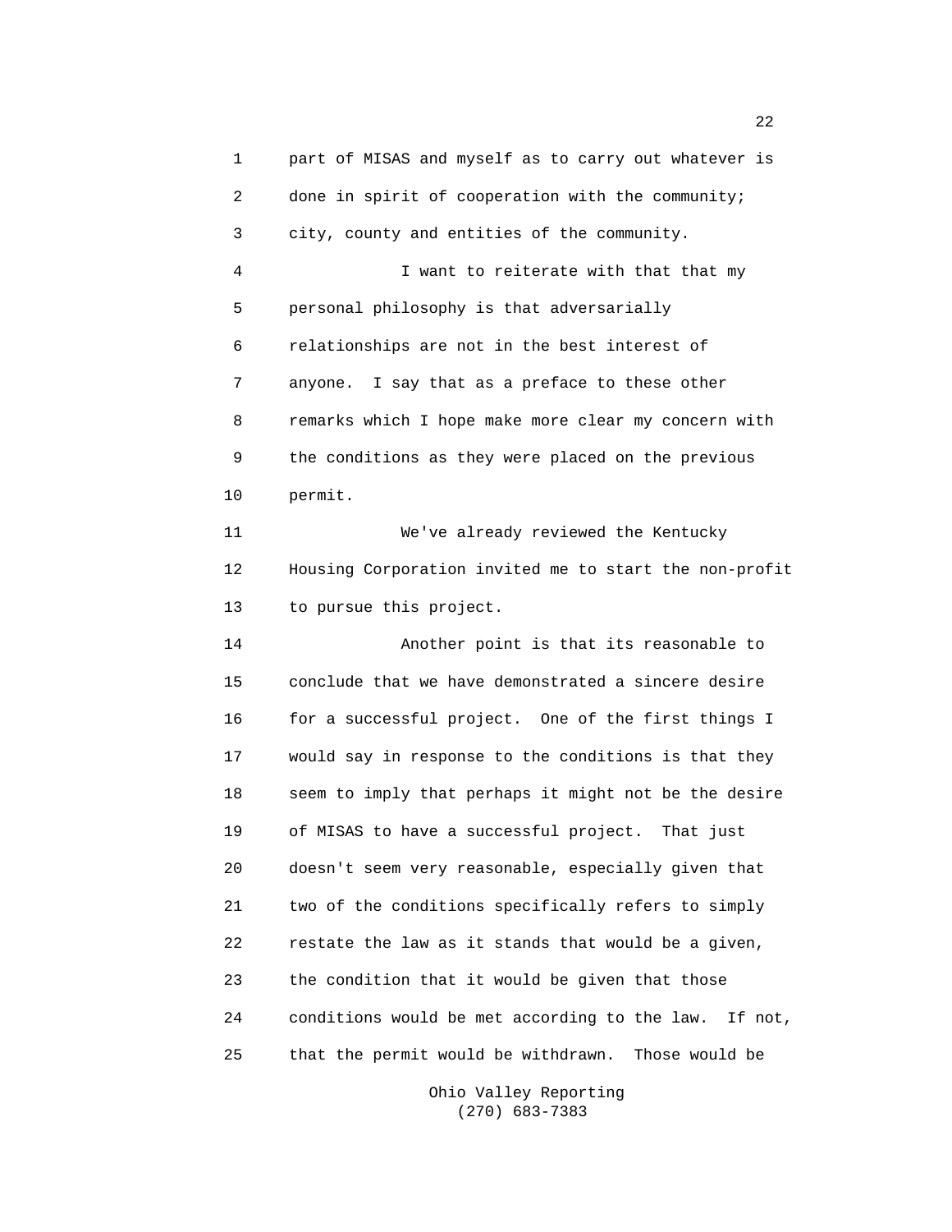part of MISAS and myself as to carry out whatever is done in spirit of cooperation with the community; city, county and entities of the community.

I want to reiterate with that that my personal philosophy is that adversarially relationships are not in the best interest of anyone. I say that as a preface to these other remarks which I hope make more clear my concern with the conditions as they were placed on the previous permit.

We've already reviewed the Kentucky Housing Corporation invited me to start the non-profit to pursue this project.

Another point is that its reasonable to conclude that we have demonstrated a sincere desire for a successful project. One of the first things I would say in response to the conditions is that they seem to imply that perhaps it might not be the desire of MISAS to have a successful project. That just doesn't seem very reasonable, especially given that two of the conditions specifically refers to simply restate the law as it stands that would be a given, the condition that it would be given that those conditions would be met according to the law. If not, that the permit would be withdrawn. Those would be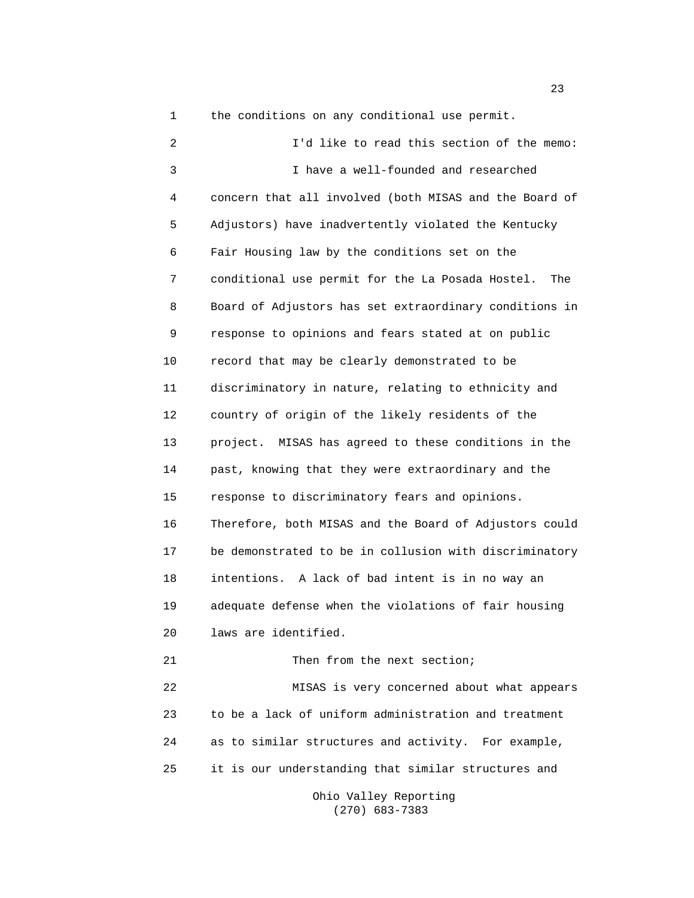the conditions on any conditional use permit.

I'd like to read this section of the memo:

I have a well-founded and researched concern that all involved (both MISAS and the Board of Adjustors) have inadvertently violated the Kentucky Fair Housing law by the conditions set on the conditional use permit for the La Posada Hostel. The Board of Adjustors has set extraordinary conditions in response to opinions and fears stated at on public record that may be clearly demonstrated to be discriminatory in nature, relating to ethnicity and country of origin of the likely residents of the project. MISAS has agreed to these conditions in the past, knowing that they were extraordinary and the response to discriminatory fears and opinions. Therefore, both MISAS and the Board of Adjustors could be demonstrated to be in collusion with discriminatory intentions. A lack of bad intent is in no way an adequate defense when the violations of fair housing laws are identified.

Then from the next section;

MISAS is very concerned about what appears to be a lack of uniform administration and treatment as to similar structures and activity. For example, it is our understanding that similar structures and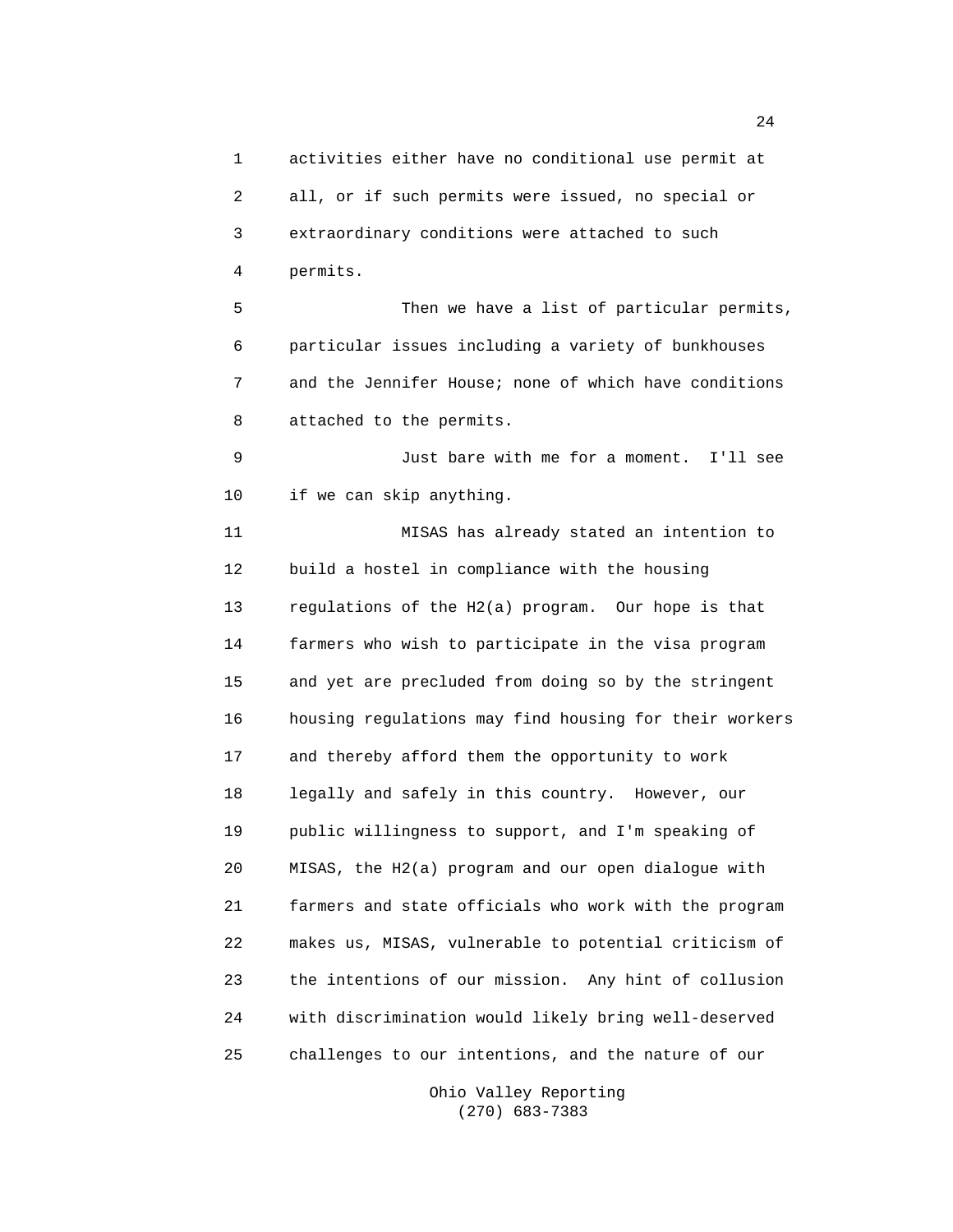activities either have no conditional use permit at all, or if such permits were issued, no special or extraordinary conditions were attached to such permits.

Then we have a list of particular permits, particular issues including a variety of bunkhouses and the Jennifer House; none of which have conditions attached to the permits.

Just bare with me for a moment. I'll see if we can skip anything.

MISAS has already stated an intention to build a hostel in compliance with the housing regulations of the H2(a) program. Our hope is that farmers who wish to participate in the visa program and yet are precluded from doing so by the stringent housing regulations may find housing for their workers and thereby afford them the opportunity to work legally and safely in this country. However, our public willingness to support, and I'm speaking of MISAS, the H2(a) program and our open dialogue with farmers and state officials who work with the program makes us, MISAS, vulnerable to potential criticism of the intentions of our mission. Any hint of collusion with discrimination would likely bring well-deserved challenges to our intentions, and the nature of our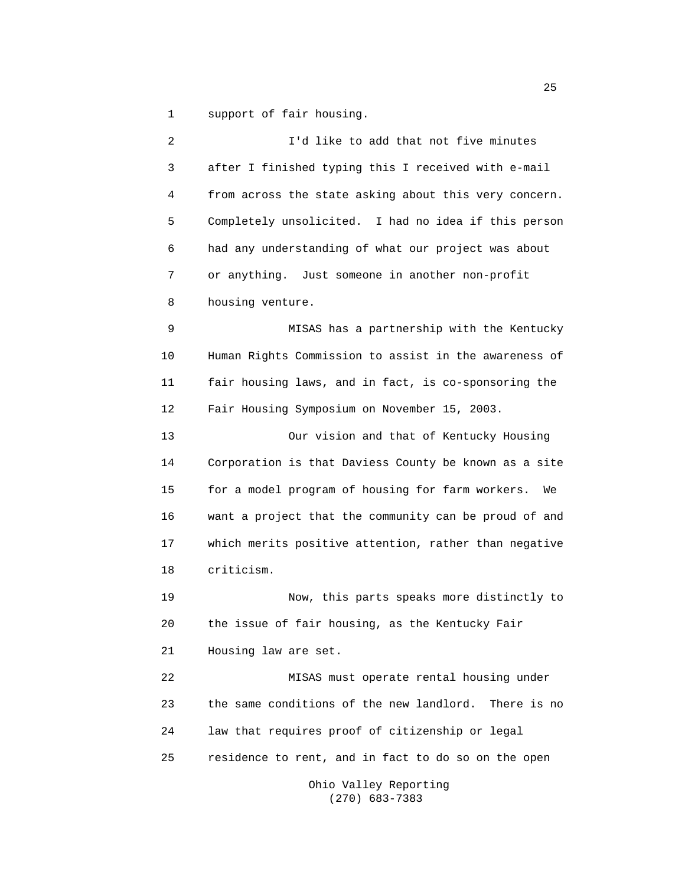support of fair housing.

I'd like to add that not five minutes after I finished typing this I received with e-mail from across the state asking about this very concern. Completely unsolicited. I had no idea if this person had any understanding of what our project was about or anything. Just someone in another non-profit housing venture.

MISAS has a partnership with the Kentucky Human Rights Commission to assist in the awareness of fair housing laws, and in fact, is co-sponsoring the Fair Housing Symposium on November 15, 2003.

Our vision and that of Kentucky Housing Corporation is that Daviess County be known as a site for a model program of housing for farm workers. We want a project that the community can be proud of and which merits positive attention, rather than negative criticism.

Now, this parts speaks more distinctly to the issue of fair housing, as the Kentucky Fair Housing law are set.

MISAS must operate rental housing under the same conditions of the new landlord. There is no law that requires proof of citizenship or legal residence to rent, and in fact to do so on the open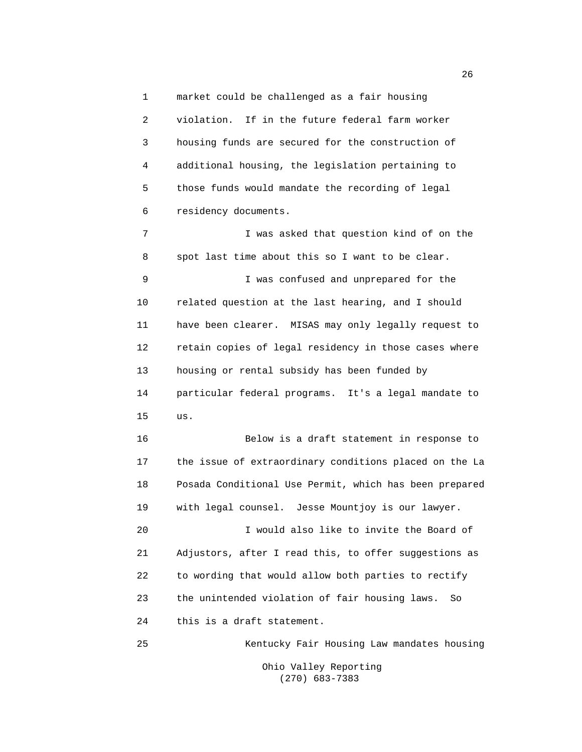market could be challenged as a fair housing violation. If in the future federal farm worker housing funds are secured for the construction of additional housing, the legislation pertaining to those funds would mandate the recording of legal residency documents.

I was asked that question kind of on the spot last time about this so I want to be clear.

I was confused and unprepared for the related question at the last hearing, and I should have been clearer. MISAS may only legally request to retain copies of legal residency in those cases where housing or rental subsidy has been funded by particular federal programs. It's a legal mandate to us.

Below is a draft statement in response to the issue of extraordinary conditions placed on the La Posada Conditional Use Permit, which has been prepared with legal counsel. Jesse Mountjoy is our lawyer.

I would also like to invite the Board of Adjustors, after I read this, to offer suggestions as to wording that would allow both parties to rectify the unintended violation of fair housing laws. So this is a draft statement.

Kentucky Fair Housing Law mandates housing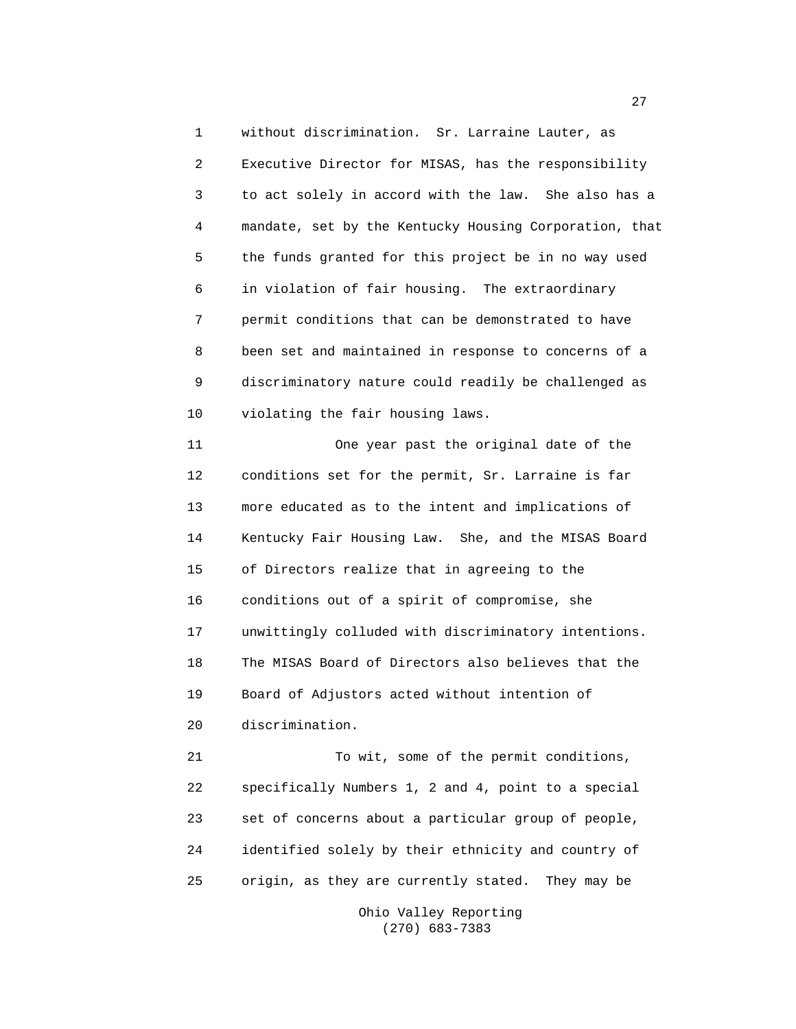without discrimination. Sr. Larraine Lauter, as Executive Director for MISAS, has the responsibility to act solely in accord with the law. She also has a mandate, set by the Kentucky Housing Corporation, that the funds granted for this project be in no way used in violation of fair housing. The extraordinary permit conditions that can be demonstrated to have been set and maintained in response to concerns of a discriminatory nature could readily be challenged as violating the fair housing laws.

One year past the original date of the conditions set for the permit, Sr. Larraine is far more educated as to the intent and implications of Kentucky Fair Housing Law. She, and the MISAS Board of Directors realize that in agreeing to the conditions out of a spirit of compromise, she unwittingly colluded with discriminatory intentions. The MISAS Board of Directors also believes that the Board of Adjustors acted without intention of discrimination.

To wit, some of the permit conditions, specifically Numbers 1, 2 and 4, point to a special set of concerns about a particular group of people, identified solely by their ethnicity and country of origin, as they are currently stated. They may be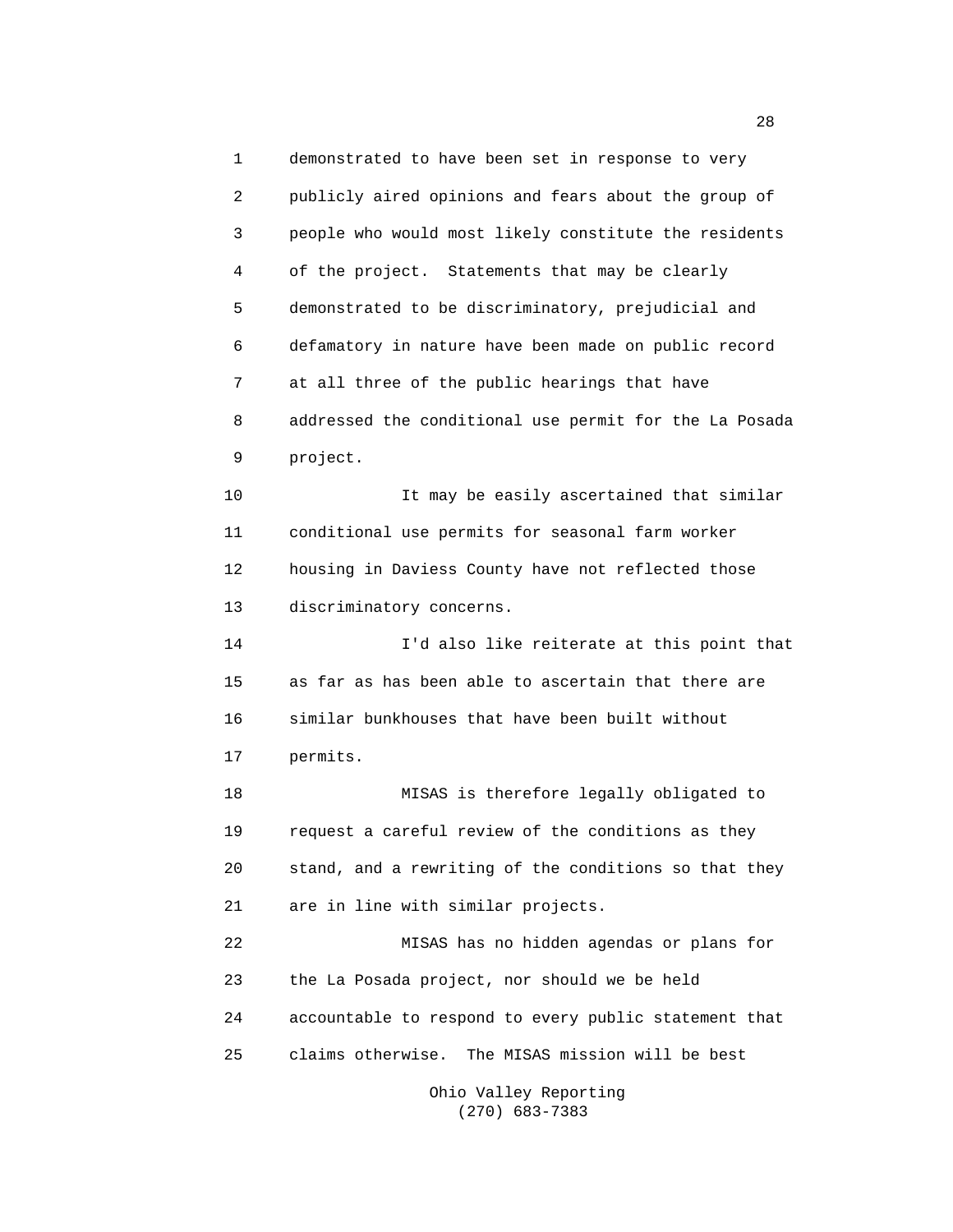demonstrated to have been set in response to very publicly aired opinions and fears about the group of people who would most likely constitute the residents of the project. Statements that may be clearly demonstrated to be discriminatory, prejudicial and defamatory in nature have been made on public record at all three of the public hearings that have addressed the conditional use permit for the La Posada project.

It may be easily ascertained that similar conditional use permits for seasonal farm worker housing in Daviess County have not reflected those discriminatory concerns.

I'd also like reiterate at this point that as far as has been able to ascertain that there are similar bunkhouses that have been built without permits.

MISAS is therefore legally obligated to request a careful review of the conditions as they stand, and a rewriting of the conditions so that they are in line with similar projects.

MISAS has no hidden agendas or plans for the La Posada project, nor should we be held accountable to respond to every public statement that claims otherwise. The MISAS mission will be best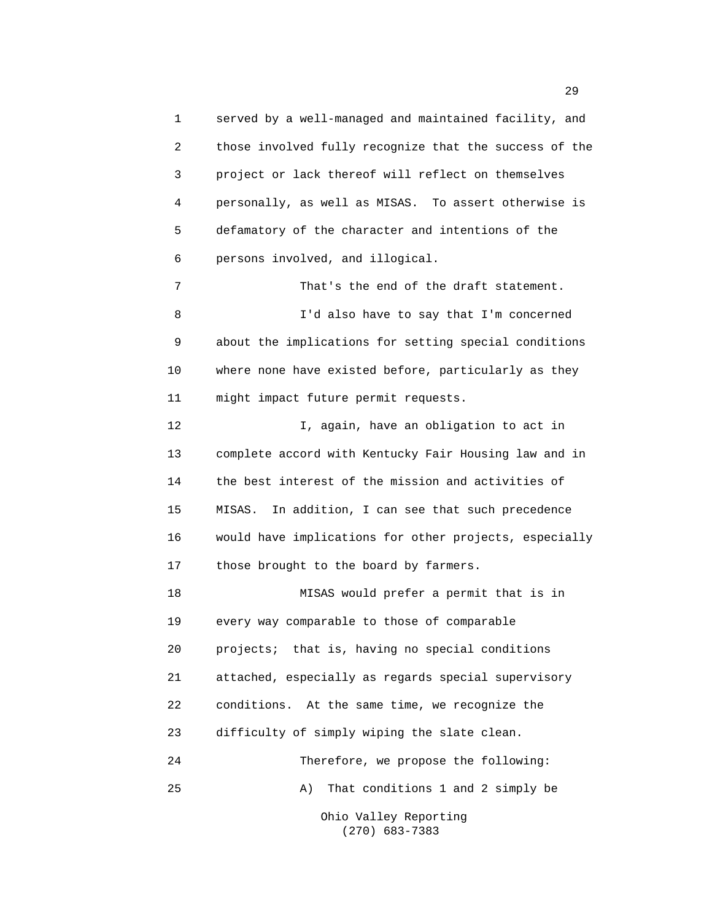served by a well-managed and maintained facility, and those involved fully recognize that the success of the project or lack thereof will reflect on themselves personally, as well as MISAS. To assert otherwise is defamatory of the character and intentions of the persons involved, and illogical.

That's the end of the draft statement.

I'd also have to say that I'm concerned about the implications for setting special conditions where none have existed before, particularly as they might impact future permit requests.

I, again, have an obligation to act in complete accord with Kentucky Fair Housing law and in the best interest of the mission and activities of MISAS. In addition, I can see that such precedence would have implications for other projects, especially those brought to the board by farmers.

MISAS would prefer a permit that is in every way comparable to those of comparable projects; that is, having no special conditions attached, especially as regards special supervisory conditions. At the same time, we recognize the difficulty of simply wiping the slate clean.

Therefore, we propose the following:

A) That conditions 1 and 2 simply be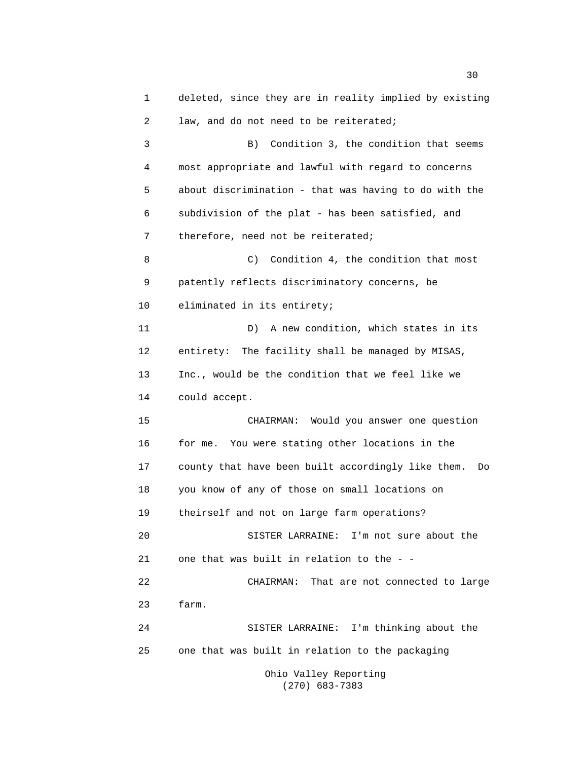deleted, since they are in reality implied by existing law, and do not need to be reiterated;

B) Condition 3, the condition that seems most appropriate and lawful with regard to concerns about discrimination - that was having to do with the subdivision of the plat - has been satisfied, and therefore, need not be reiterated;

C) Condition 4, the condition that most patently reflects discriminatory concerns, be eliminated in its entirety;

D) A new condition, which states in its entirety: The facility shall be managed by MISAS, Inc., would be the condition that we feel like we could accept.

CHAIRMAN: Would you answer one question for me. You were stating other locations in the county that have been built accordingly like them. Do you know of any of those on small locations on theirself and not on large farm operations?

SISTER LARRAINE: I'm not sure about the one that was built in relation to the - -

CHAIRMAN: That are not connected to large farm.

SISTER LARRAINE: I'm thinking about the one that was built in relation to the packaging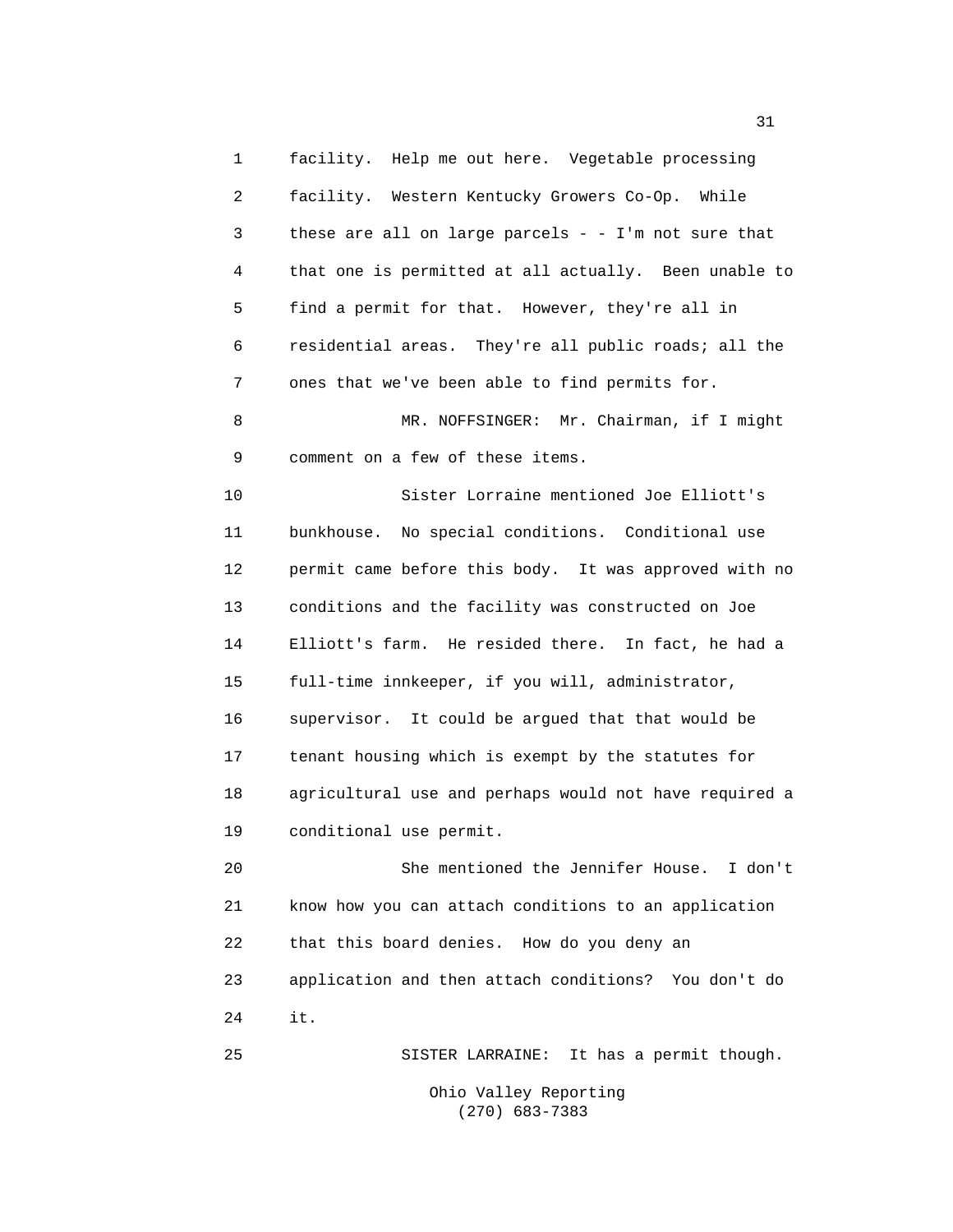facility. Help me out here. Vegetable processing facility. Western Kentucky Growers Co-Op. While these are all on large parcels - - I'm not sure that that one is permitted at all actually. Been unable to find a permit for that. However, they're all in residential areas. They're all public roads; all the ones that we've been able to find permits for.

MR. NOFFSINGER: Mr. Chairman, if I might comment on a few of these items.

Sister Lorraine mentioned Joe Elliott's bunkhouse. No special conditions. Conditional use permit came before this body. It was approved with no conditions and the facility was constructed on Joe Elliott's farm. He resided there. In fact, he had a full-time innkeeper, if you will, administrator, supervisor. It could be argued that that would be tenant housing which is exempt by the statutes for agricultural use and perhaps would not have required a conditional use permit.

She mentioned the Jennifer House. I don't know how you can attach conditions to an application that this board denies. How do you deny an application and then attach conditions? You don't do it.

SISTER LARRAINE: It has a permit though.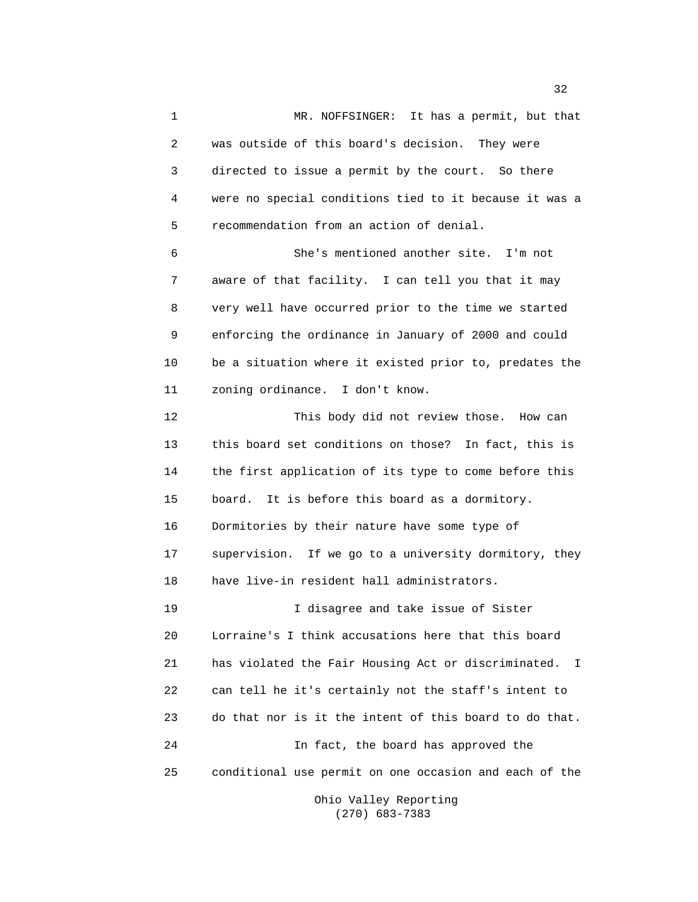MR. NOFFSINGER: It has a permit, but that was outside of this board's decision. They were directed to issue a permit by the court. So there were no special conditions tied to it because it was a recommendation from an action of denial.

She's mentioned another site. I'm not aware of that facility. I can tell you that it may very well have occurred prior to the time we started enforcing the ordinance in January of 2000 and could be a situation where it existed prior to, predates the zoning ordinance. I don't know.

This body did not review those. How can this board set conditions on those? In fact, this is the first application of its type to come before this board. It is before this board as a dormitory. Dormitories by their nature have some type of supervision. If we go to a university dormitory, they have live-in resident hall administrators.

I disagree and take issue of Sister Lorraine's I think accusations here that this board has violated the Fair Housing Act or discriminated. I can tell he it's certainly not the staff's intent to do that nor is it the intent of this board to do that.

In fact, the board has approved the conditional use permit on one occasion and each of the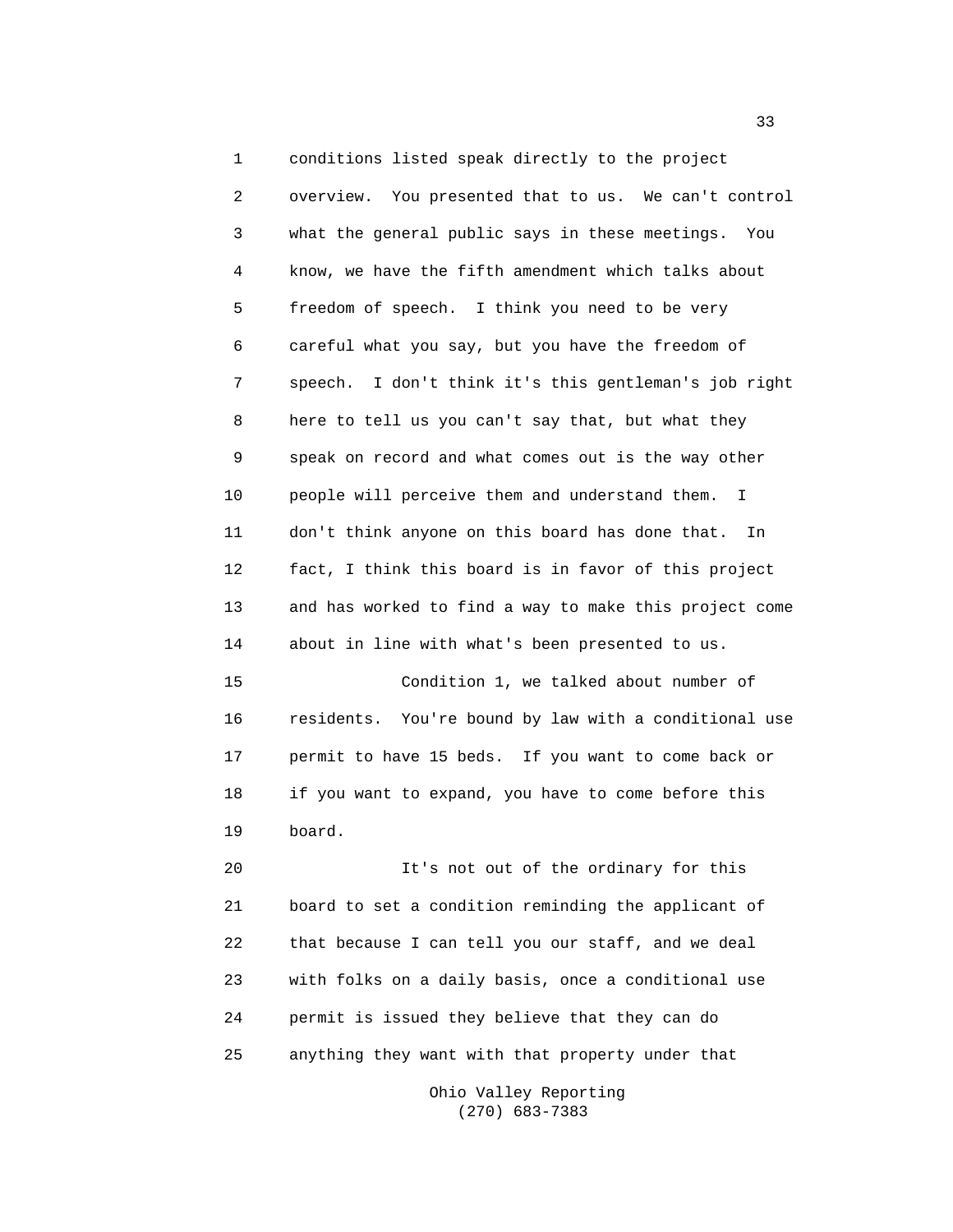conditions listed speak directly to the project overview. You presented that to us. We can't control what the general public says in these meetings. You know, we have the fifth amendment which talks about freedom of speech. I think you need to be very careful what you say, but you have the freedom of speech. I don't think it's this gentleman's job right here to tell us you can't say that, but what they speak on record and what comes out is the way other people will perceive them and understand them. I don't think anyone on this board has done that. In fact, I think this board is in favor of this project and has worked to find a way to make this project come about in line with what's been presented to us.

Condition 1, we talked about number of residents. You're bound by law with a conditional use permit to have 15 beds. If you want to come back or if you want to expand, you have to come before this board.

It's not out of the ordinary for this board to set a condition reminding the applicant of that because I can tell you our staff, and we deal with folks on a daily basis, once a conditional use permit is issued they believe that they can do anything they want with that property under that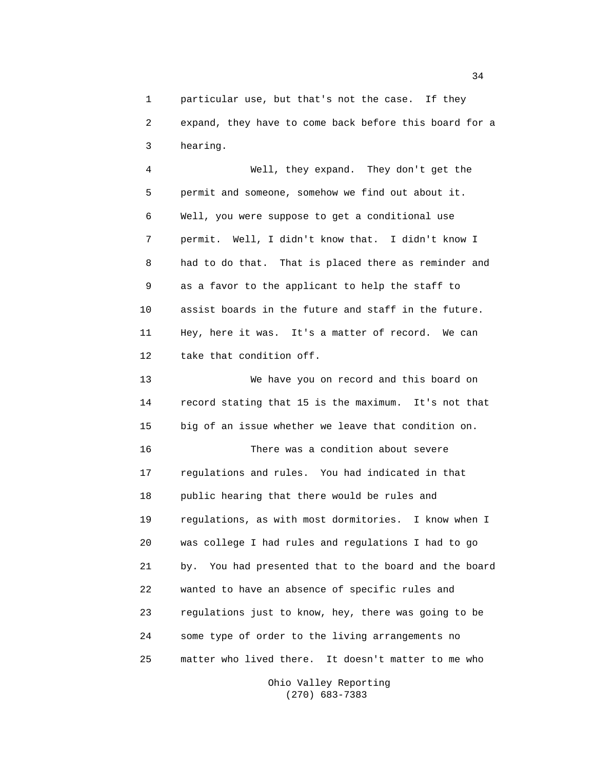particular use, but that's not the case. If they expand, they have to come back before this board for a hearing.

Well, they expand. They don't get the permit and someone, somehow we find out about it. Well, you were suppose to get a conditional use permit. Well, I didn't know that. I didn't know I had to do that. That is placed there as reminder and as a favor to the applicant to help the staff to assist boards in the future and staff in the future. Hey, here it was. It's a matter of record. We can take that condition off.

We have you on record and this board on record stating that 15 is the maximum. It's not that big of an issue whether we leave that condition on.

There was a condition about severe regulations and rules. You had indicated in that public hearing that there would be rules and regulations, as with most dormitories. I know when I was college I had rules and regulations I had to go by. You had presented that to the board and the board wanted to have an absence of specific rules and regulations just to know, hey, there was going to be some type of order to the living arrangements no matter who lived there. It doesn't matter to me who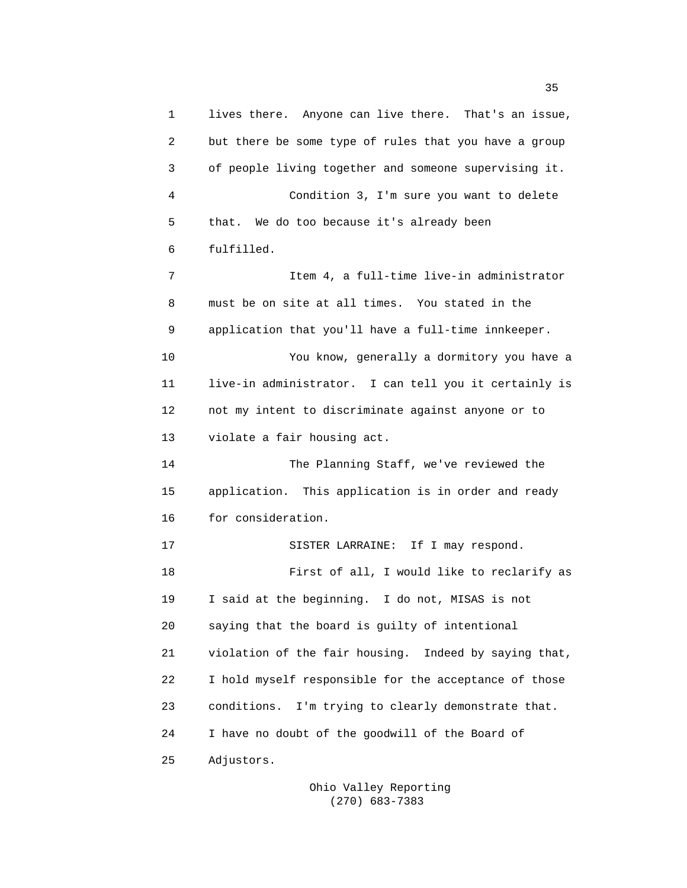lives there. Anyone can live there. That's an issue, but there be some type of rules that you have a group of people living together and someone supervising it.

Condition 3, I'm sure you want to delete that. We do too because it's already been fulfilled.

Item 4, a full-time live-in administrator must be on site at all times. You stated in the application that you'll have a full-time innkeeper.

You know, generally a dormitory you have a live-in administrator. I can tell you it certainly is not my intent to discriminate against anyone or to violate a fair housing act.

The Planning Staff, we've reviewed the application. This application is in order and ready for consideration.

SISTER LARRAINE: If I may respond.

First of all, I would like to reclarify as I said at the beginning. I do not, MISAS is not saying that the board is guilty of intentional violation of the fair housing. Indeed by saying that, I hold myself responsible for the acceptance of those conditions. I'm trying to clearly demonstrate that. I have no doubt of the goodwill of the Board of Adjustors.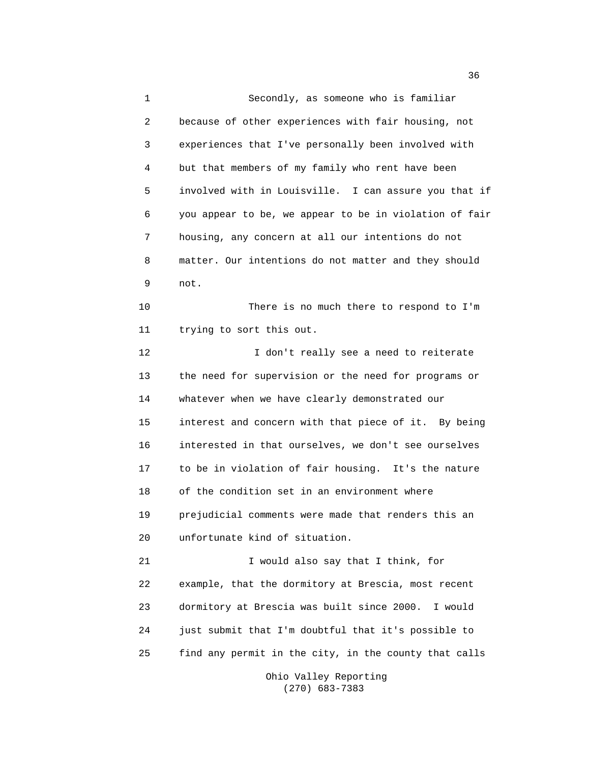Secondly, as someone who is familiar because of other experiences with fair housing, not experiences that I've personally been involved with but that members of my family who rent have been involved with in Louisville. I can assure you that if you appear to be, we appear to be in violation of fair housing, any concern at all our intentions do not matter. Our intentions do not matter and they should not.

There is no much there to respond to I'm trying to sort this out.

I don't really see a need to reiterate the need for supervision or the need for programs or whatever when we have clearly demonstrated our interest and concern with that piece of it. By being interested in that ourselves, we don't see ourselves to be in violation of fair housing. It's the nature of the condition set in an environment where prejudicial comments were made that renders this an unfortunate kind of situation.

I would also say that I think, for example, that the dormitory at Brescia, most recent dormitory at Brescia was built since 2000. I would just submit that I'm doubtful that it's possible to find any permit in the city, in the county that calls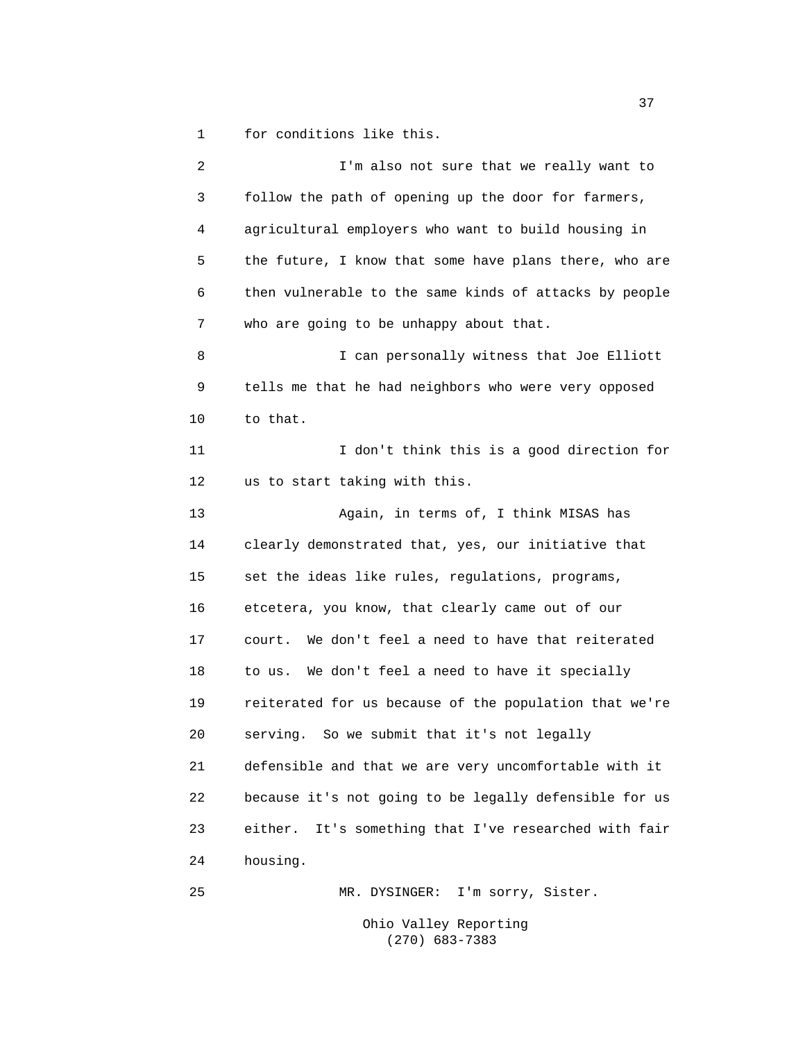for conditions like this.

I'm also not sure that we really want to follow the path of opening up the door for farmers, agricultural employers who want to build housing in the future, I know that some have plans there, who are then vulnerable to the same kinds of attacks by people who are going to be unhappy about that.

I can personally witness that Joe Elliott tells me that he had neighbors who were very opposed to that.

I don't think this is a good direction for us to start taking with this.

Again, in terms of, I think MISAS has clearly demonstrated that, yes, our initiative that set the ideas like rules, regulations, programs, etcetera, you know, that clearly came out of our court. We don't feel a need to have that reiterated to us. We don't feel a need to have it specially reiterated for us because of the population that we're serving. So we submit that it's not legally defensible and that we are very uncomfortable with it because it's not going to be legally defensible for us either. It's something that I've researched with fair housing.

MR. DYSINGER: I'm sorry, Sister.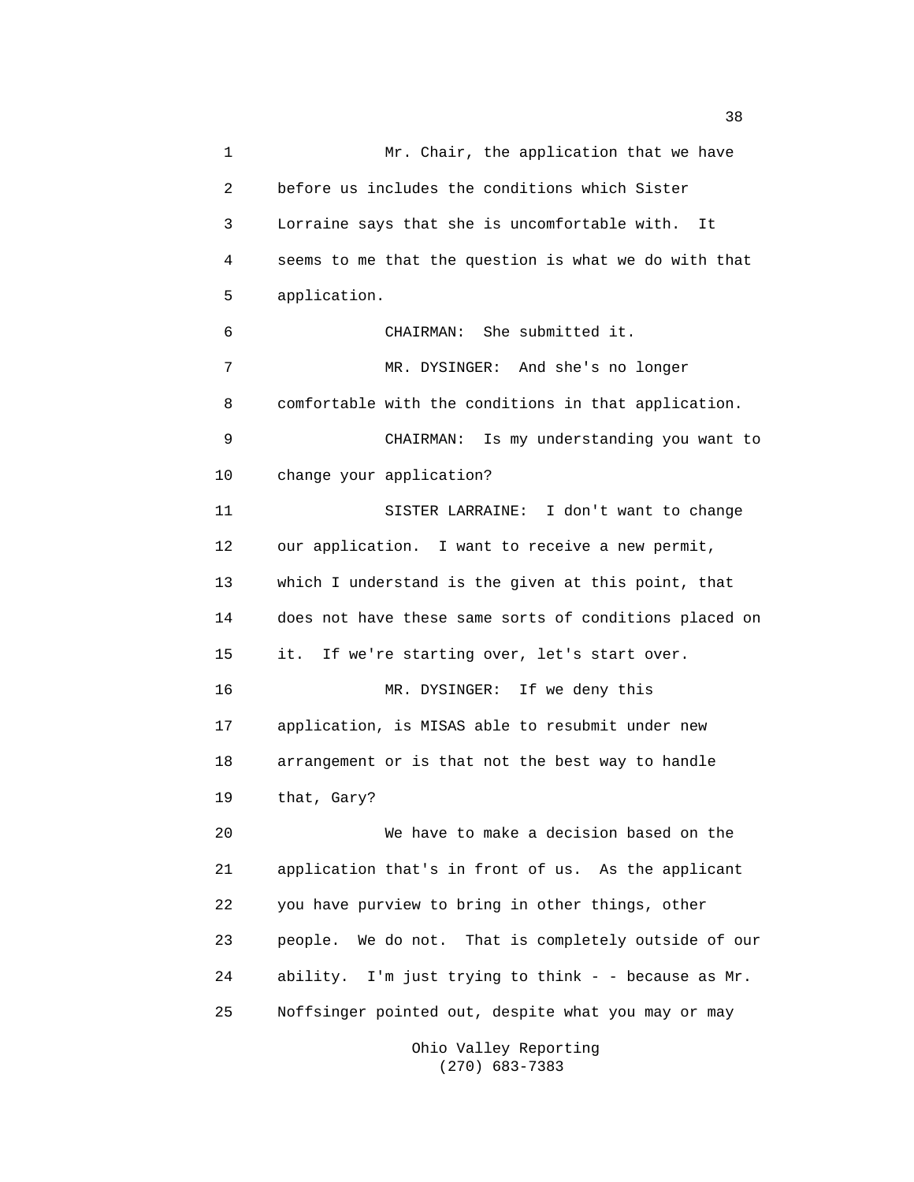Mr. Chair, the application that we have before us includes the conditions which Sister Lorraine says that she is uncomfortable with. It seems to me that the question is what we do with that application.

CHAIRMAN: She submitted it.

MR. DYSINGER: And she's no longer comfortable with the conditions in that application.

CHAIRMAN: Is my understanding you want to change your application?

SISTER LARRAINE: I don't want to change our application. I want to receive a new permit, which I understand is the given at this point, that does not have these same sorts of conditions placed on it. If we're starting over, let's start over.

MR. DYSINGER: If we deny this application, is MISAS able to resubmit under new arrangement or is that not the best way to handle that, Gary?

We have to make a decision based on the application that's in front of us. As the applicant you have purview to bring in other things, other people. We do not. That is completely outside of our ability. I'm just trying to think - - because as Mr. Noffsinger pointed out, despite what you may or may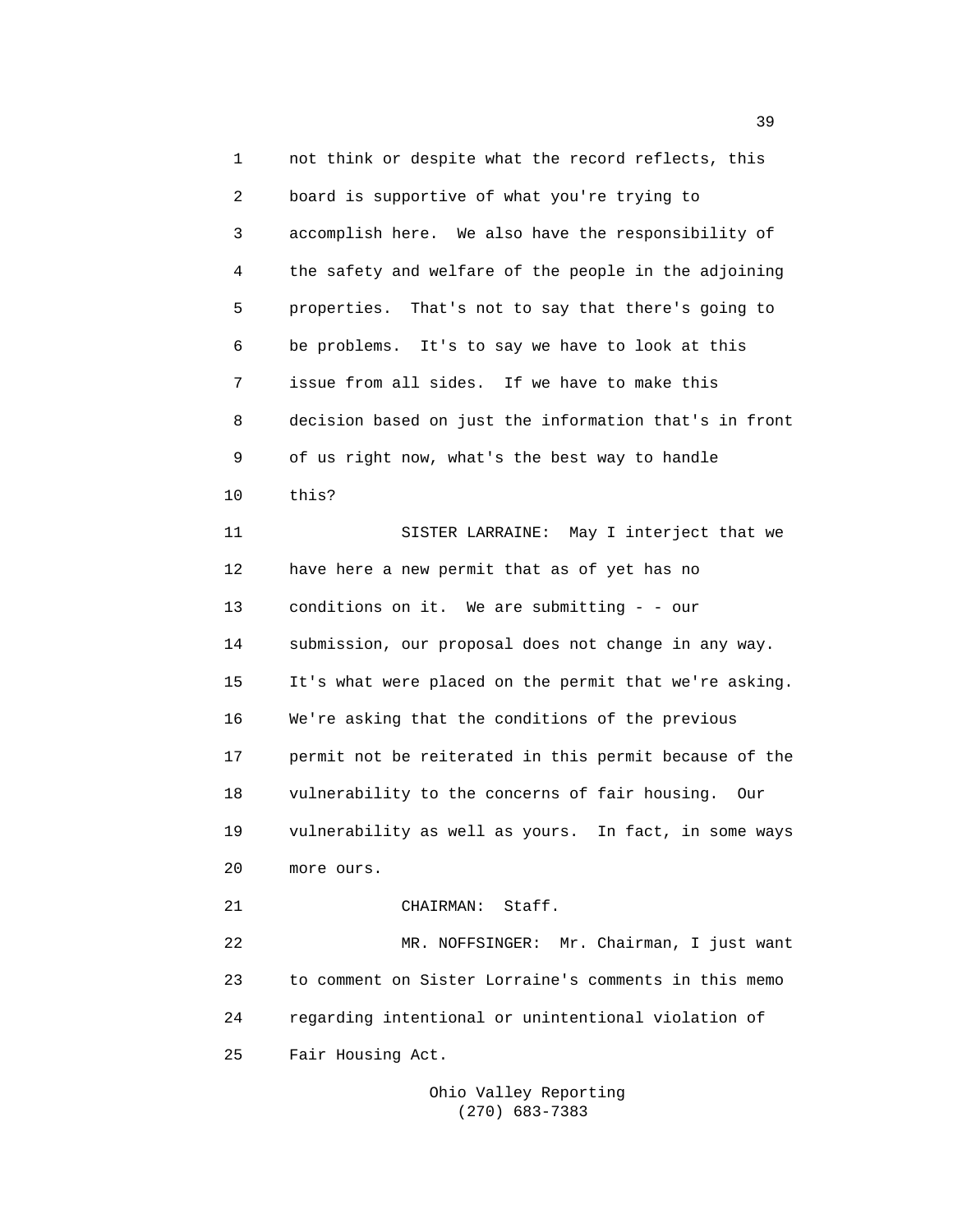not think or despite what the record reflects, this board is supportive of what you're trying to accomplish here. We also have the responsibility of the safety and welfare of the people in the adjoining properties. That's not to say that there's going to be problems. It's to say we have to look at this issue from all sides. If we have to make this decision based on just the information that's in front of us right now, what's the best way to handle this?

SISTER LARRAINE: May I interject that we have here a new permit that as of yet has no conditions on it. We are submitting - - our submission, our proposal does not change in any way. It's what were placed on the permit that we're asking. We're asking that the conditions of the previous permit not be reiterated in this permit because of the vulnerability to the concerns of fair housing. Our vulnerability as well as yours. In fact, in some ways more ours.

CHAIRMAN: Staff.

MR. NOFFSINGER: Mr. Chairman, I just want to comment on Sister Lorraine's comments in this memo regarding intentional or unintentional violation of Fair Housing Act.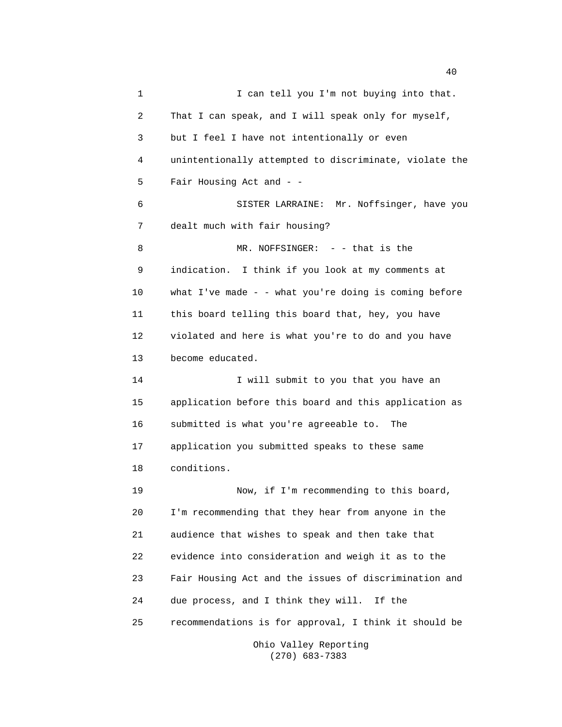I can tell you I'm not buying into that. That I can speak, and I will speak only for myself, but I feel I have not intentionally or even unintentionally attempted to discriminate, violate the Fair Housing Act and - -

SISTER LARRAINE: Mr. Noffsinger, have you dealt much with fair housing?

MR. NOFFSINGER: - - that is the indication. I think if you look at my comments at what I've made - - what you're doing is coming before this board telling this board that, hey, you have violated and here is what you're to do and you have become educated.

I will submit to you that you have an application before this board and this application as submitted is what you're agreeable to. The application you submitted speaks to these same conditions.

Now, if I'm recommending to this board, I'm recommending that they hear from anyone in the audience that wishes to speak and then take that evidence into consideration and weigh it as to the Fair Housing Act and the issues of discrimination and due process, and I think they will. If the recommendations is for approval, I think it should be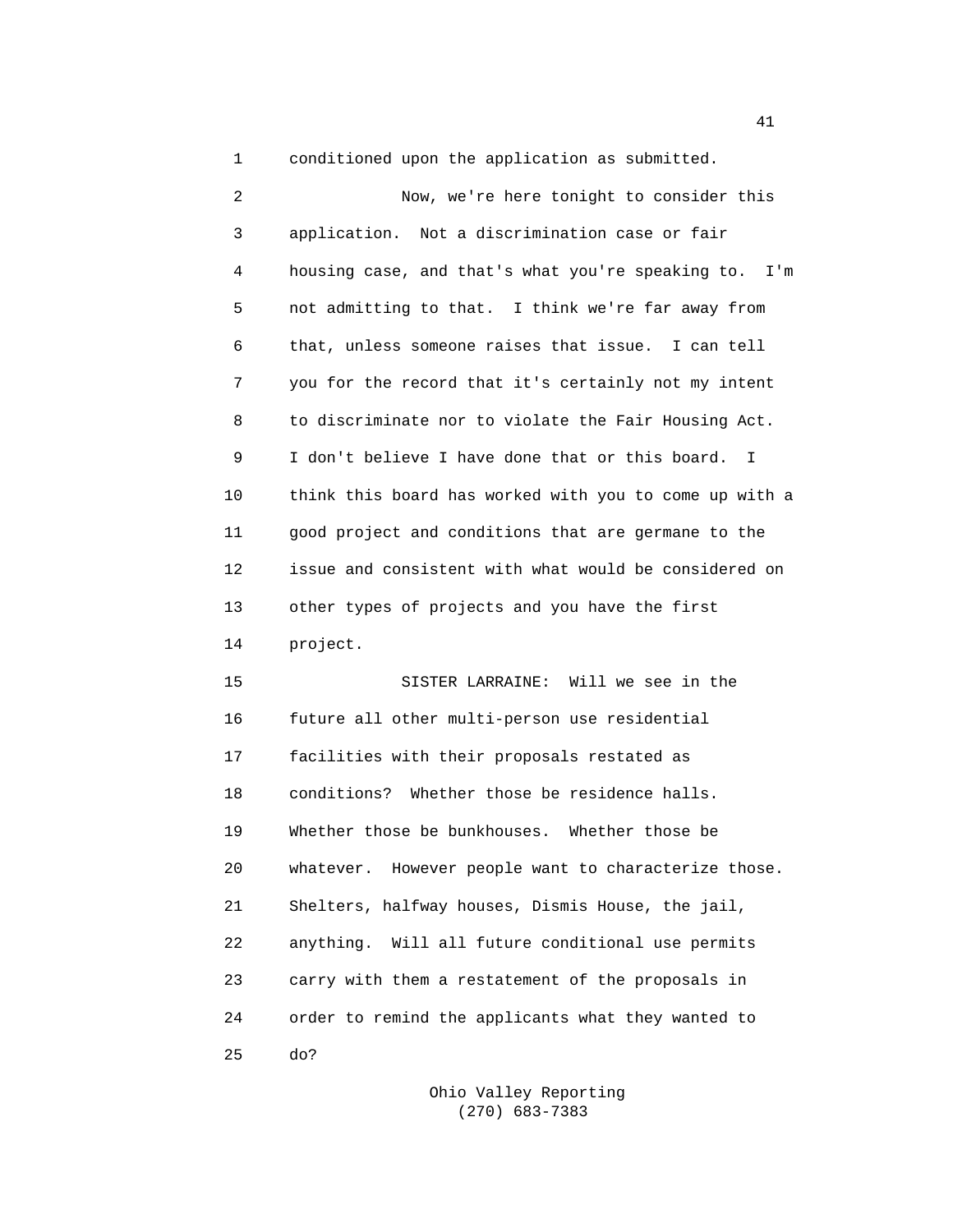conditioned upon the application as submitted.

Now, we're here tonight to consider this application. Not a discrimination case or fair housing case, and that's what you're speaking to. I'm not admitting to that. I think we're far away from that, unless someone raises that issue. I can tell you for the record that it's certainly not my intent to discriminate nor to violate the Fair Housing Act. I don't believe I have done that or this board. I think this board has worked with you to come up with a good project and conditions that are germane to the issue and consistent with what would be considered on other types of projects and you have the first project.

SISTER LARRAINE: Will we see in the future all other multi-person use residential facilities with their proposals restated as conditions? Whether those be residence halls. Whether those be bunkhouses. Whether those be whatever. However people want to characterize those. Shelters, halfway houses, Dismis House, the jail, anything. Will all future conditional use permits carry with them a restatement of the proposals in order to remind the applicants what they wanted to do?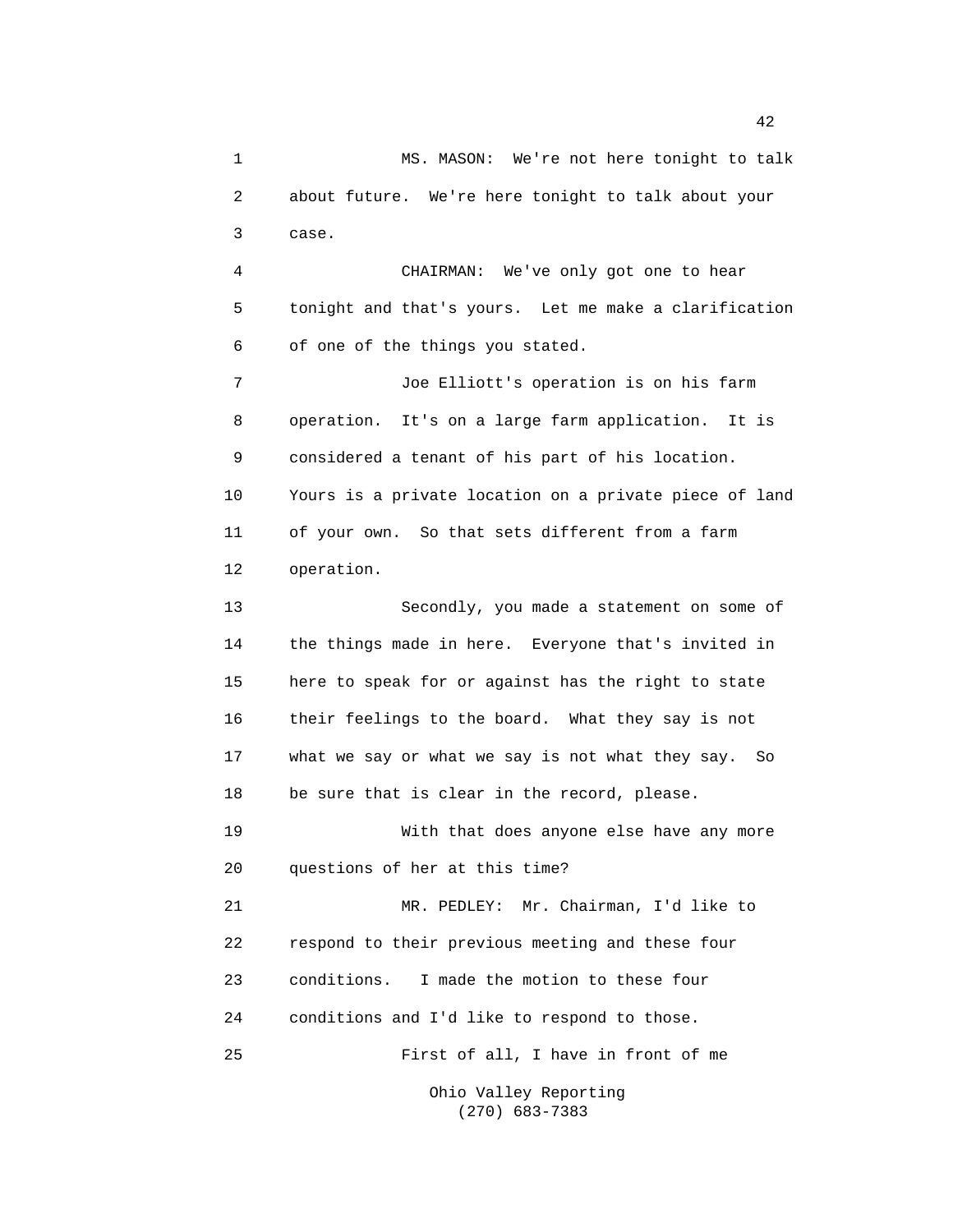MS. MASON: We're not here tonight to talk about future. We're here tonight to talk about your case.

CHAIRMAN: We've only got one to hear tonight and that's yours. Let me make a clarification of one of the things you stated.

Joe Elliott's operation is on his farm operation. It's on a large farm application. It is considered a tenant of his part of his location. Yours is a private location on a private piece of land of your own. So that sets different from a farm operation.

Secondly, you made a statement on some of the things made in here. Everyone that's invited in here to speak for or against has the right to state their feelings to the board. What they say is not what we say or what we say is not what they say. So be sure that is clear in the record, please.

With that does anyone else have any more questions of her at this time?

MR. PEDLEY: Mr. Chairman, I'd like to respond to their previous meeting and these four conditions. I made the motion to these four conditions and I'd like to respond to those.

First of all, I have in front of me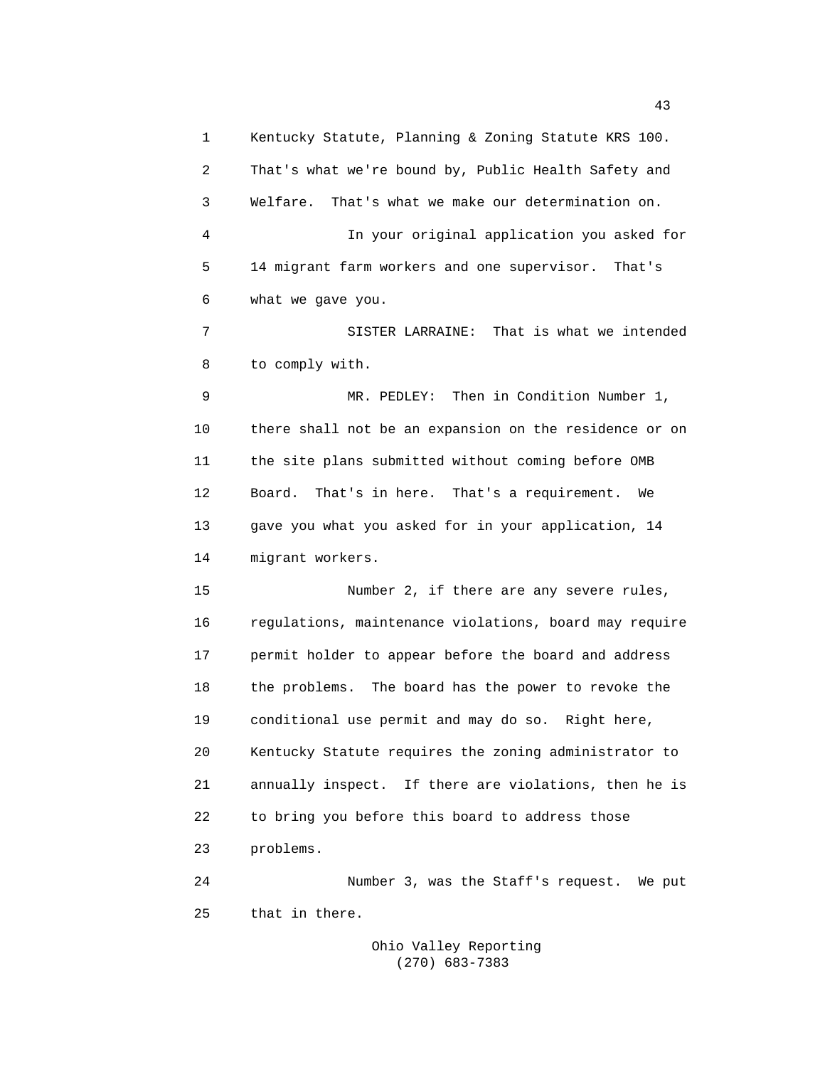Kentucky Statute, Planning & Zoning Statute KRS 100. That's what we're bound by, Public Health Safety and Welfare. That's what we make our determination on.

In your original application you asked for 14 migrant farm workers and one supervisor. That's what we gave you.

SISTER LARRAINE: That is what we intended to comply with.

MR. PEDLEY: Then in Condition Number 1, there shall not be an expansion on the residence or on the site plans submitted without coming before OMB Board. That's in here. That's a requirement. We gave you what you asked for in your application, 14 migrant workers.

Number 2, if there are any severe rules, regulations, maintenance violations, board may require permit holder to appear before the board and address the problems. The board has the power to revoke the conditional use permit and may do so. Right here, Kentucky Statute requires the zoning administrator to annually inspect. If there are violations, then he is to bring you before this board to address those problems.

Number 3, was the Staff's request. We put that in there.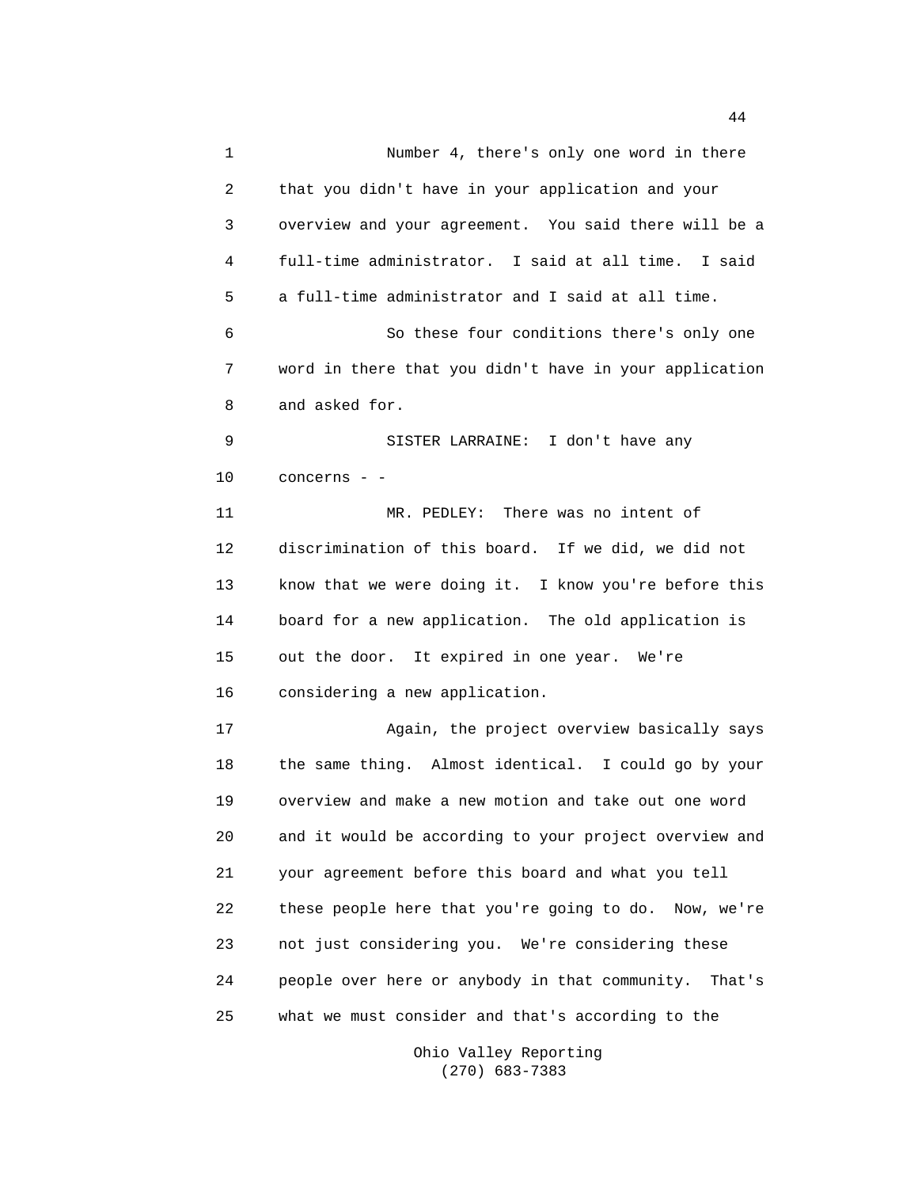Number 4, there's only one word in there that you didn't have in your application and your overview and your agreement. You said there will be a full-time administrator. I said at all time. I said a full-time administrator and I said at all time.

So these four conditions there's only one word in there that you didn't have in your application and asked for.

SISTER LARRAINE: I don't have any concerns - -

MR. PEDLEY: There was no intent of discrimination of this board. If we did, we did not know that we were doing it. I know you're before this board for a new application. The old application is out the door. It expired in one year. We're considering a new application.

Again, the project overview basically says the same thing. Almost identical. I could go by your overview and make a new motion and take out one word and it would be according to your project overview and your agreement before this board and what you tell these people here that you're going to do. Now, we're not just considering you. We're considering these people over here or anybody in that community. That's what we must consider and that's according to the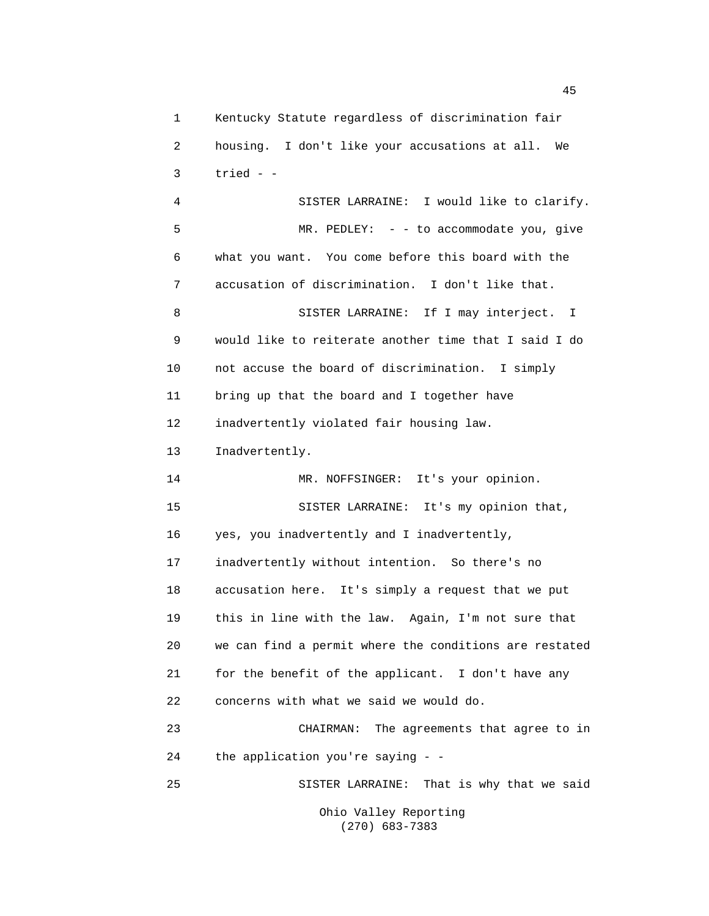1 Kentucky Statute regardless of discrimination fair
2 housing. I don't like your accusations at all. We
3 tried - -
4 SISTER LARRAINE: I would like to clarify.
5 MR. PEDLEY: - - to accommodate you, give
6 what you want. You come before this board with the
7 accusation of discrimination. I don't like that.
8 SISTER LARRAINE: If I may interject. I
9 would like to reiterate another time that I said I do
10 not accuse the board of discrimination. I simply
11 bring up that the board and I together have
12 inadvertently violated fair housing law.
13 Inadvertently.
14 MR. NOFFSINGER: It's your opinion.
15 SISTER LARRAINE: It's my opinion that,
16 yes, you inadvertently and I inadvertently,
17 inadvertently without intention. So there's no
18 accusation here. It's simply a request that we put
19 this in line with the law. Again, I'm not sure that
20 we can find a permit where the conditions are restated
21 for the benefit of the applicant. I don't have any
22 concerns with what we said we would do.
23 CHAIRMAN: The agreements that agree to in
24 the application you're saying - -
25 SISTER LARRAINE: That is why that we said

Ohio Valley Reporting
(270) 683-7383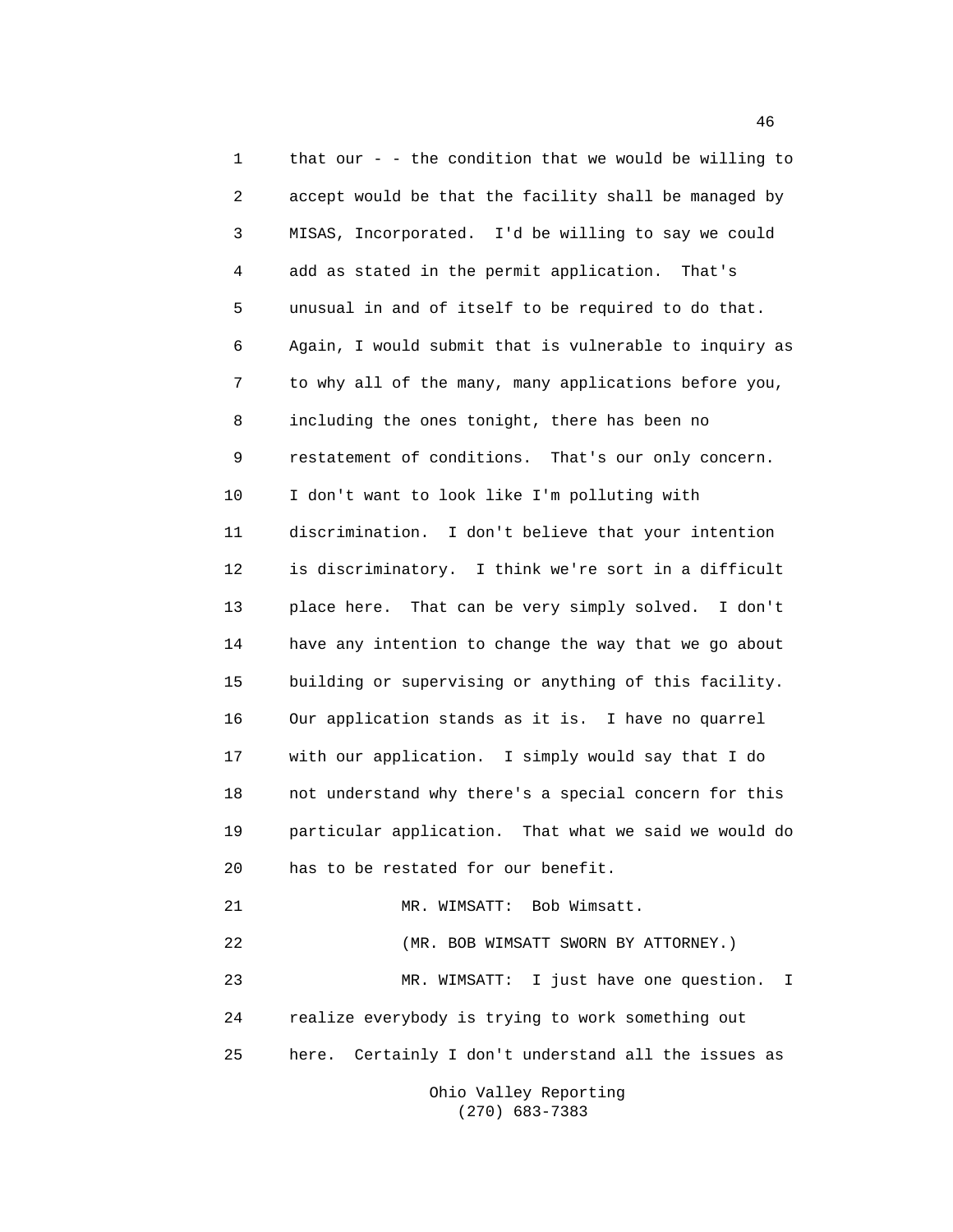that our - - the condition that we would be willing to accept would be that the facility shall be managed by MISAS, Incorporated. I'd be willing to say we could add as stated in the permit application. That's unusual in and of itself to be required to do that. Again, I would submit that is vulnerable to inquiry as to why all of the many, many applications before you, including the ones tonight, there has been no restatement of conditions. That's our only concern. I don't want to look like I'm polluting with discrimination. I don't believe that your intention is discriminatory. I think we're sort in a difficult place here. That can be very simply solved. I don't have any intention to change the way that we go about building or supervising or anything of this facility. Our application stands as it is. I have no quarrel with our application. I simply would say that I do not understand why there's a special concern for this particular application. That what we said we would do has to be restated for our benefit.

MR. WIMSATT: Bob Wimsatt.

(MR. BOB WIMSATT SWORN BY ATTORNEY.)

MR. WIMSATT: I just have one question. I realize everybody is trying to work something out here. Certainly I don't understand all the issues as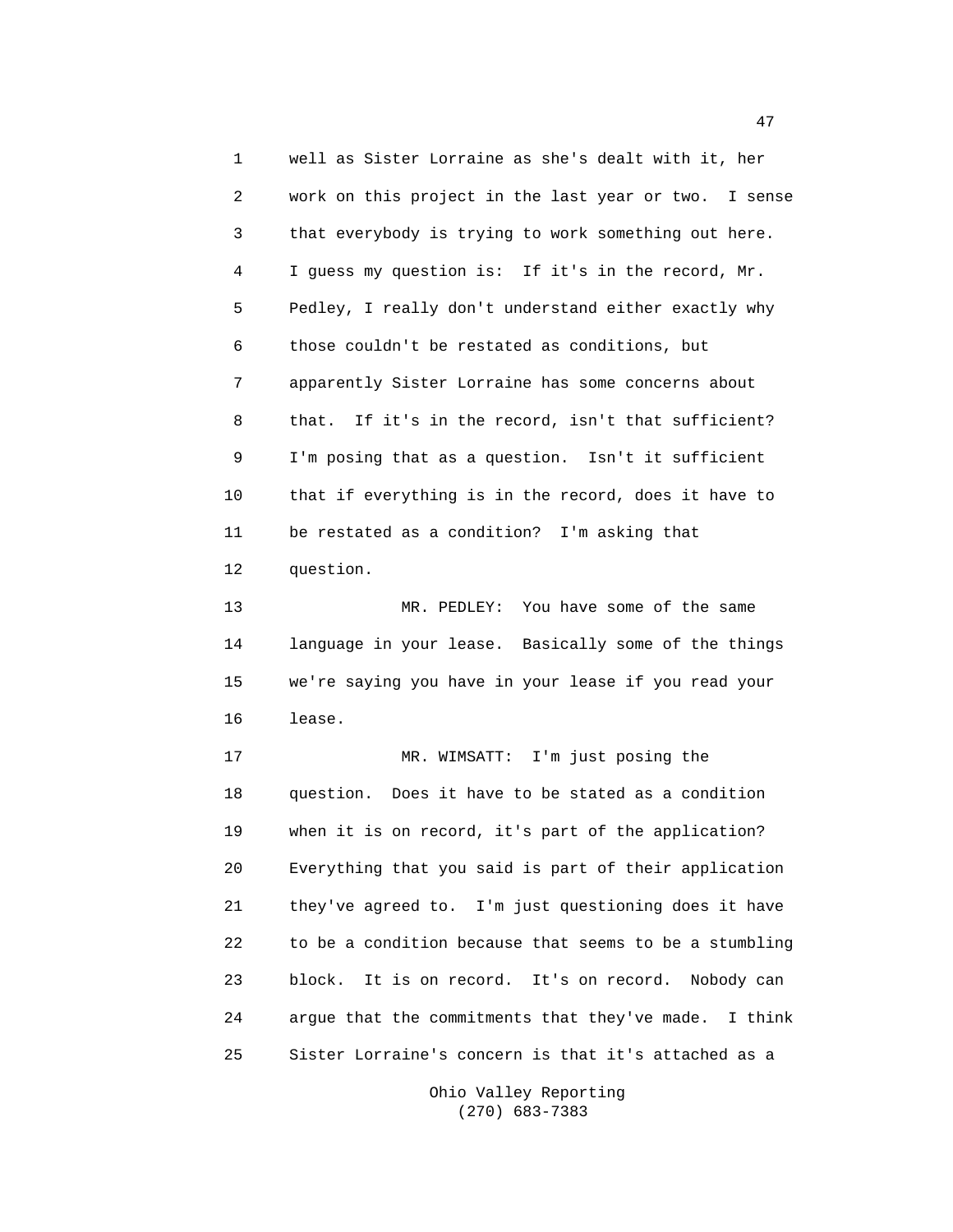well as Sister Lorraine as she's dealt with it, her work on this project in the last year or two. I sense that everybody is trying to work something out here. I guess my question is: If it's in the record, Mr. Pedley, I really don't understand either exactly why those couldn't be restated as conditions, but apparently Sister Lorraine has some concerns about that. If it's in the record, isn't that sufficient? I'm posing that as a question. Isn't it sufficient that if everything is in the record, does it have to be restated as a condition? I'm asking that question.

MR. PEDLEY: You have some of the same language in your lease. Basically some of the things we're saying you have in your lease if you read your lease.

MR. WIMSATT: I'm just posing the question. Does it have to be stated as a condition when it is on record, it's part of the application? Everything that you said is part of their application they've agreed to. I'm just questioning does it have to be a condition because that seems to be a stumbling block. It is on record. It's on record. Nobody can argue that the commitments that they've made. I think Sister Lorraine's concern is that it's attached as a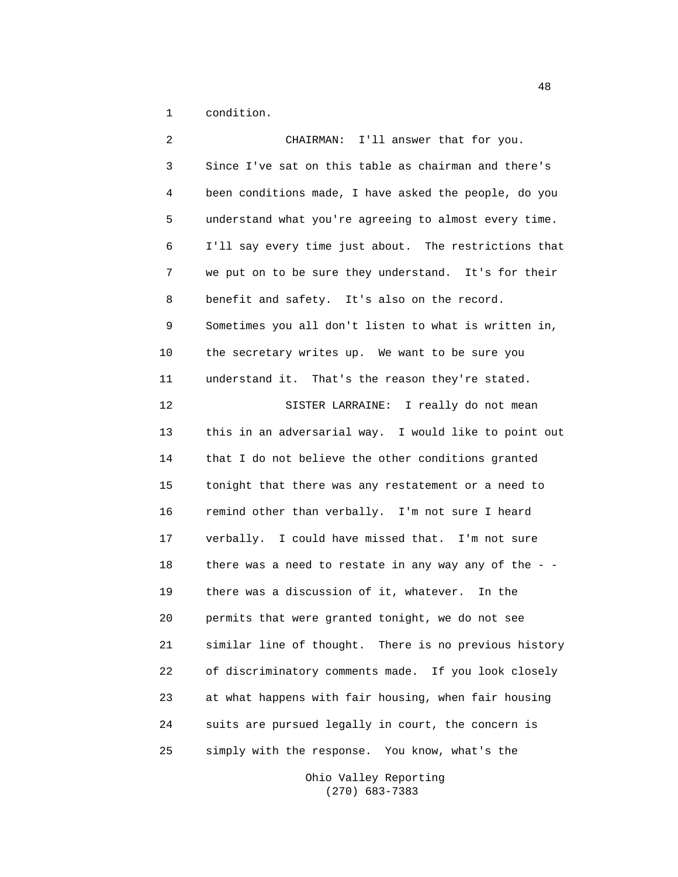condition.

CHAIRMAN: I'll answer that for you. Since I've sat on this table as chairman and there's been conditions made, I have asked the people, do you understand what you're agreeing to almost every time. I'll say every time just about. The restrictions that we put on to be sure they understand. It's for their benefit and safety. It's also on the record. Sometimes you all don't listen to what is written in, the secretary writes up. We want to be sure you understand it. That's the reason they're stated.

SISTER LARRAINE: I really do not mean this in an adversarial way. I would like to point out that I do not believe the other conditions granted tonight that there was any restatement or a need to remind other than verbally. I'm not sure I heard verbally. I could have missed that. I'm not sure there was a need to restate in any way any of the - - there was a discussion of it, whatever. In the permits that were granted tonight, we do not see similar line of thought. There is no previous history of discriminatory comments made. If you look closely at what happens with fair housing, when fair housing suits are pursued legally in court, the concern is simply with the response. You know, what's the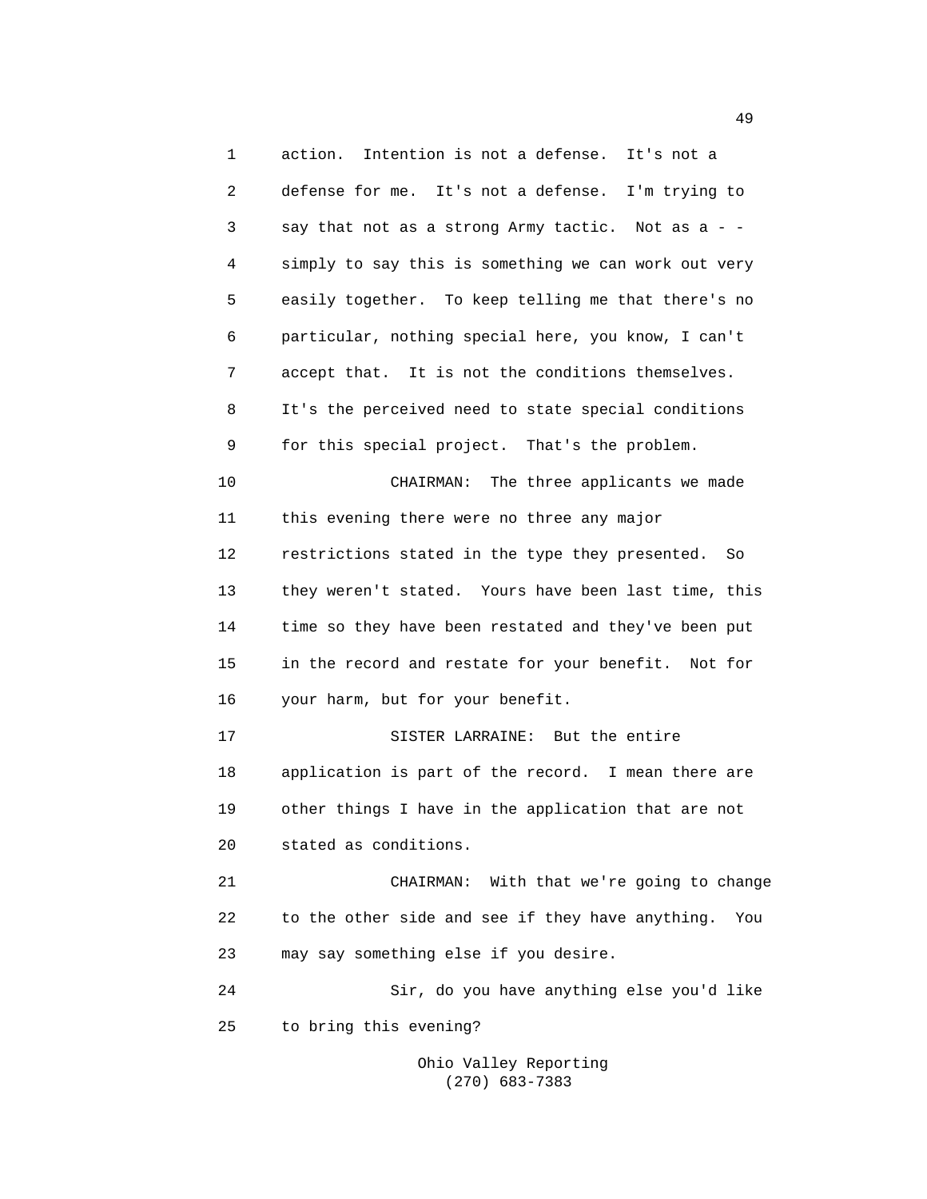action. Intention is not a defense. It's not a defense for me. It's not a defense. I'm trying to say that not as a strong Army tactic. Not as a - - simply to say this is something we can work out very easily together. To keep telling me that there's no particular, nothing special here, you know, I can't accept that. It is not the conditions themselves. It's the perceived need to state special conditions for this special project. That's the problem.

CHAIRMAN: The three applicants we made this evening there were no three any major restrictions stated in the type they presented. So they weren't stated. Yours have been last time, this time so they have been restated and they've been put in the record and restate for your benefit. Not for your harm, but for your benefit.

SISTER LARRAINE: But the entire application is part of the record. I mean there are other things I have in the application that are not stated as conditions.

CHAIRMAN: With that we're going to change to the other side and see if they have anything. You may say something else if you desire.

Sir, do you have anything else you'd like to bring this evening?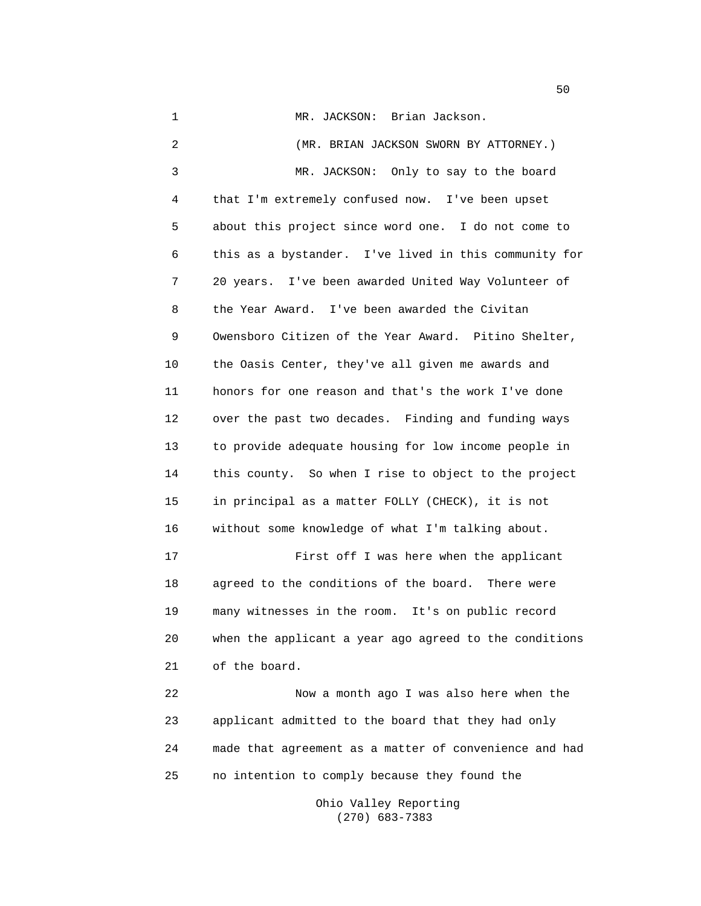MR. JACKSON: Brian Jackson.

(MR. BRIAN JACKSON SWORN BY ATTORNEY.)

MR. JACKSON: Only to say to the board that I'm extremely confused now. I've been upset about this project since word one. I do not come to this as a bystander. I've lived in this community for 20 years. I've been awarded United Way Volunteer of the Year Award. I've been awarded the Civitan Owensboro Citizen of the Year Award. Pitino Shelter, the Oasis Center, they've all given me awards and honors for one reason and that's the work I've done over the past two decades. Finding and funding ways to provide adequate housing for low income people in this county. So when I rise to object to the project in principal as a matter FOLLY (CHECK), it is not without some knowledge of what I'm talking about.

First off I was here when the applicant agreed to the conditions of the board. There were many witnesses in the room. It's on public record when the applicant a year ago agreed to the conditions of the board.

Now a month ago I was also here when the applicant admitted to the board that they had only made that agreement as a matter of convenience and had no intention to comply because they found the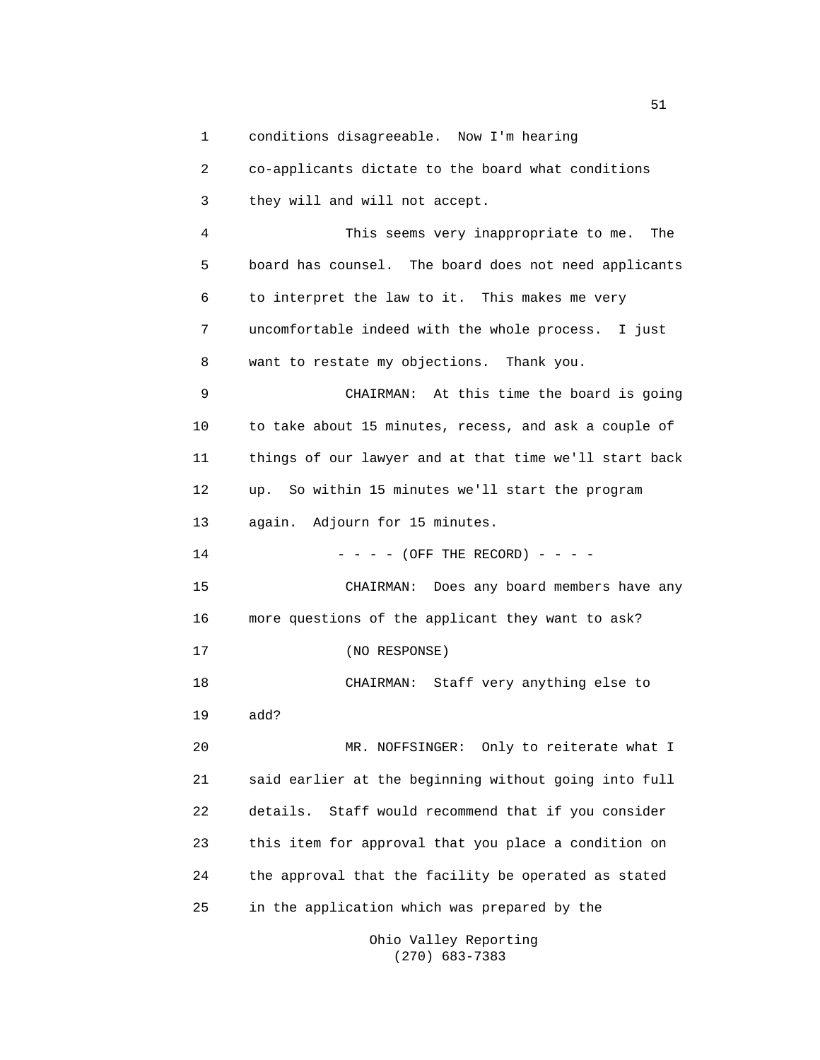1 conditions disagreeable. Now I'm hearing
2 co-applicants dictate to the board what conditions
3 they will and will not accept.
4 This seems very inappropriate to me. The
5 board has counsel. The board does not need applicants
6 to interpret the law to it. This makes me very
7 uncomfortable indeed with the whole process. I just
8 want to restate my objections. Thank you.
9 CHAIRMAN: At this time the board is going
10 to take about 15 minutes, recess, and ask a couple of
11 things of our lawyer and at that time we'll start back
12 up. So within 15 minutes we'll start the program
13 again. Adjourn for 15 minutes.
14 - - - - (OFF THE RECORD) - - - -
15 CHAIRMAN: Does any board members have any
16 more questions of the applicant they want to ask?
17 (NO RESPONSE)
18 CHAIRMAN: Staff very anything else to
19 add?
20 MR. NOFFSINGER: Only to reiterate what I
21 said earlier at the beginning without going into full
22 details. Staff would recommend that if you consider
23 this item for approval that you place a condition on
24 the approval that the facility be operated as stated
25 in the application which was prepared by the

Ohio Valley Reporting
(270) 683-7383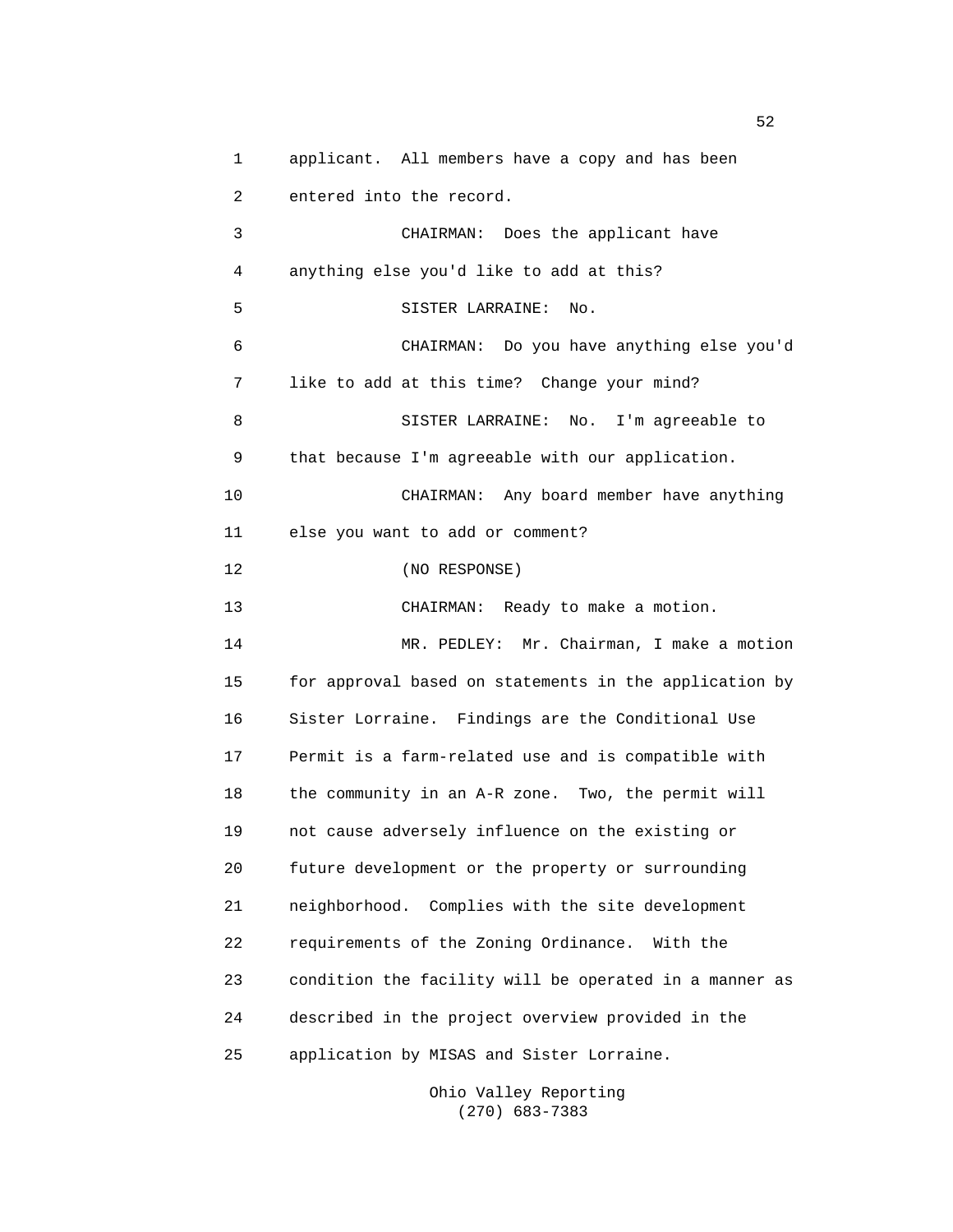applicant. All members have a copy and has been entered into the record.

CHAIRMAN: Does the applicant have anything else you'd like to add at this?

SISTER LARRAINE: No.

CHAIRMAN: Do you have anything else you'd like to add at this time? Change your mind?

SISTER LARRAINE: No. I'm agreeable to that because I'm agreeable with our application.

CHAIRMAN: Any board member have anything else you want to add or comment?

(NO RESPONSE)

CHAIRMAN: Ready to make a motion.

MR. PEDLEY: Mr. Chairman, I make a motion for approval based on statements in the application by Sister Lorraine. Findings are the Conditional Use Permit is a farm-related use and is compatible with the community in an A-R zone. Two, the permit will not cause adversely influence on the existing or future development or the property or surrounding neighborhood. Complies with the site development requirements of the Zoning Ordinance. With the condition the facility will be operated in a manner as described in the project overview provided in the application by MISAS and Sister Lorraine.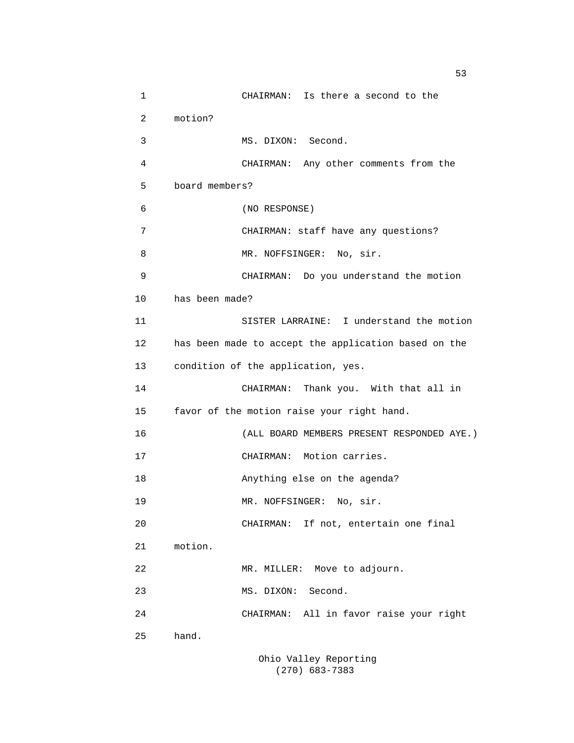1 CHAIRMAN: Is there a second to the
2 motion?
3 MS. DIXON: Second.
4 CHAIRMAN: Any other comments from the
5 board members?
6 (NO RESPONSE)
7 CHAIRMAN: staff have any questions?
8 MR. NOFFSINGER: No, sir.
9 CHAIRMAN: Do you understand the motion
10 has been made?
11 SISTER LARRAINE: I understand the motion
12 has been made to accept the application based on the
13 condition of the application, yes.
14 CHAIRMAN: Thank you. With that all in
15 favor of the motion raise your right hand.
16 (ALL BOARD MEMBERS PRESENT RESPONDED AYE.)
17 CHAIRMAN: Motion carries.
18 Anything else on the agenda?
19 MR. NOFFSINGER: No, sir.
20 CHAIRMAN: If not, entertain one final
21 motion.
22 MR. MILLER: Move to adjourn.
23 MS. DIXON: Second.
24 CHAIRMAN: All in favor raise your right
25 hand.

Ohio Valley Reporting
(270) 683-7383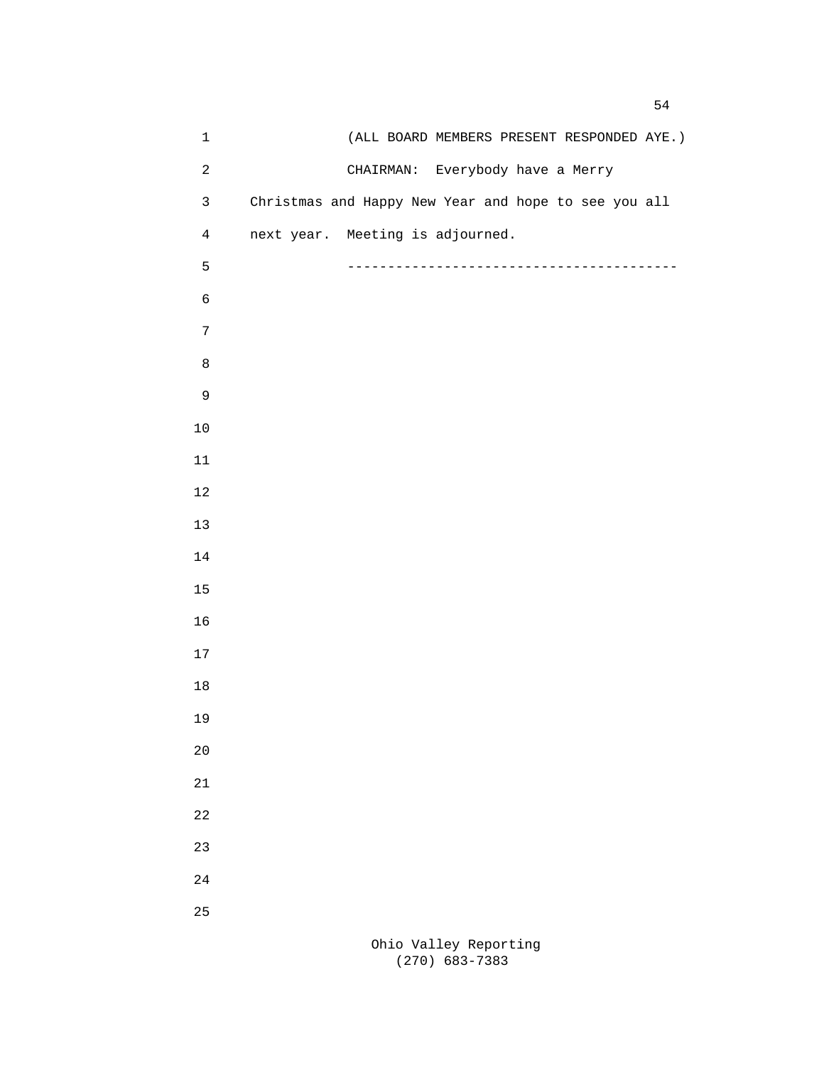(ALL BOARD MEMBERS PRESENT RESPONDED AYE.)

CHAIRMAN: Everybody have a Merry Christmas and Happy New Year and hope to see you all next year. Meeting is adjourned.

----------------------------------------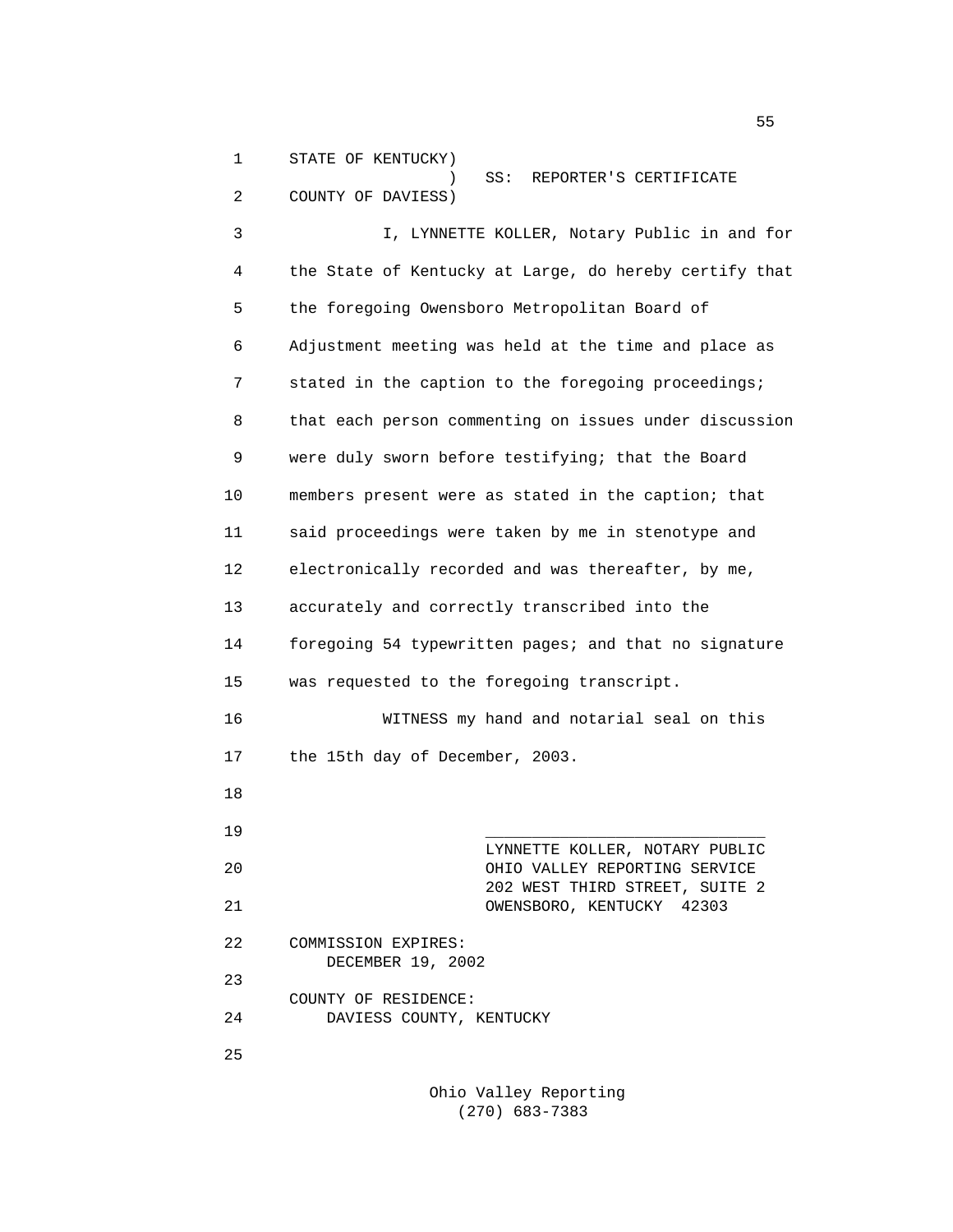STATE OF KENTUCKY)
                  )   SS:  REPORTER'S CERTIFICATE
COUNTY OF DAVIESS)

I, LYNNETTE KOLLER, Notary Public in and for the State of Kentucky at Large, do hereby certify that the foregoing Owensboro Metropolitan Board of Adjustment meeting was held at the time and place as stated in the caption to the foregoing proceedings; that each person commenting on issues under discussion were duly sworn before testifying; that the Board members present were as stated in the caption; that said proceedings were taken by me in stenotype and electronically recorded and was thereafter, by me, accurately and correctly transcribed into the foregoing 54 typewritten pages; and that no signature was requested to the foregoing transcript.

WITNESS my hand and notarial seal on this the 15th day of December, 2003.

\_\_\_\_\_\_\_\_\_\_\_\_\_\_\_\_\_\_\_\_\_\_\_\_\_\_\_\_\_\_
LYNNETTE KOLLER, NOTARY PUBLIC
OHIO VALLEY REPORTING SERVICE
202 WEST THIRD STREET, SUITE 2
OWENSBORO, KENTUCKY  42303

COMMISSION EXPIRES:
DECEMBER 19, 2002

COUNTY OF RESIDENCE:
DAVIESS COUNTY, KENTUCKY